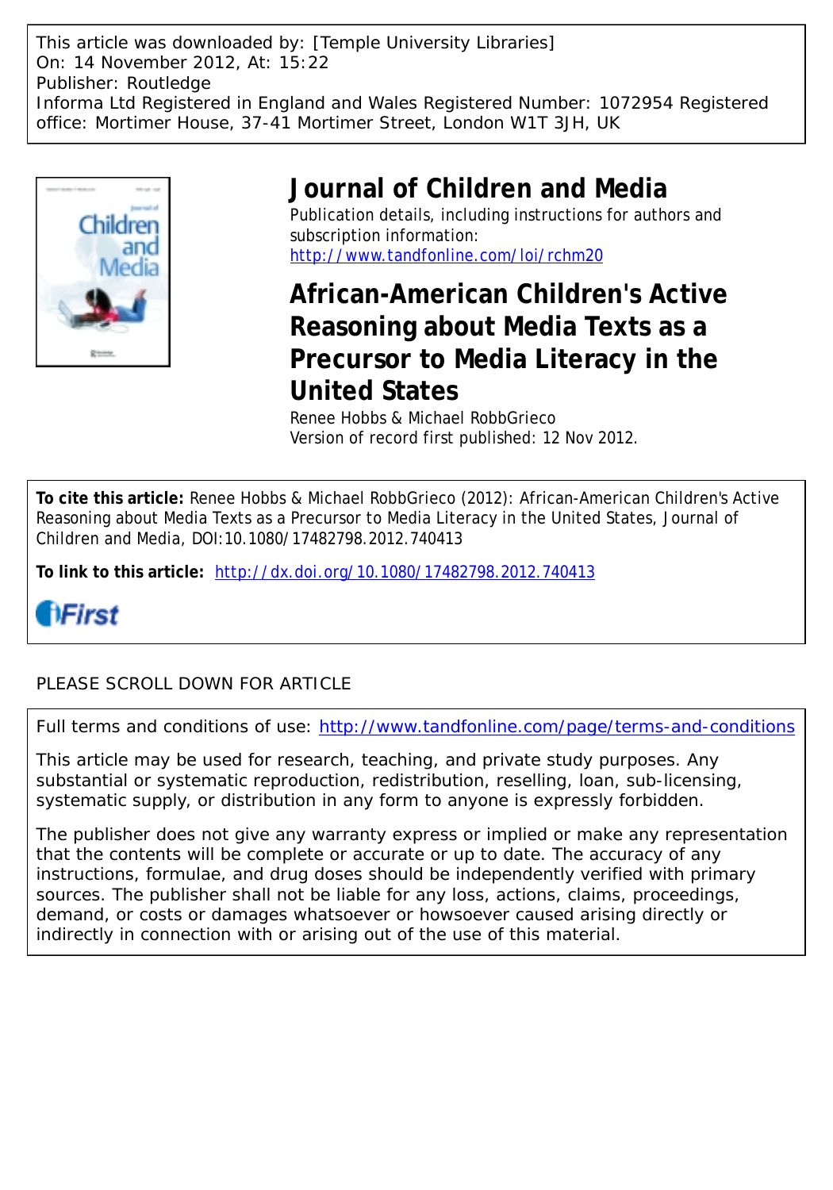This article was downloaded by: [Temple University Libraries]
On: 14 November 2012, At: 15:22
Publisher: Routledge
Informa Ltd Registered in England and Wales Registered Number: 1072954 Registered office: Mortimer House, 37-41 Mortimer Street, London W1T 3JH, UK

# Journal of Children and Media

Publication details, including instructions for authors and subscription information:
http://www.tandfonline.com/loi/rchm20

## African-American Children's Active Reasoning about Media Texts as a Precursor to Media Literacy in the United States

Renee Hobbs & Michael RobbGrieco

Version of record first published: 12 Nov 2012.

**To cite this article:** Renee Hobbs & Michael RobbGrieco (2012): African-American Children's Active Reasoning about Media Texts as a Precursor to Media Literacy in the United States, Journal of Children and Media, DOI:10.1080/17482798.2012.740413

**To link to this article:** http://dx.doi.org/10.1080/17482798.2012.740413

PLEASE SCROLL DOWN FOR ARTICLE

Full terms and conditions of use: http://www.tandfonline.com/page/terms-and-conditions

This article may be used for research, teaching, and private study purposes. Any substantial or systematic reproduction, redistribution, reselling, loan, sub-licensing, systematic supply, or distribution in any form to anyone is expressly forbidden.

The publisher does not give any warranty express or implied or make any representation that the contents will be complete or accurate or up to date. The accuracy of any instructions, formulae, and drug doses should be independently verified with primary sources. The publisher shall not be liable for any loss, actions, claims, proceedings, demand, or costs or damages whatsoever or howsoever caused arising directly or indirectly in connection with or arising out of the use of this material.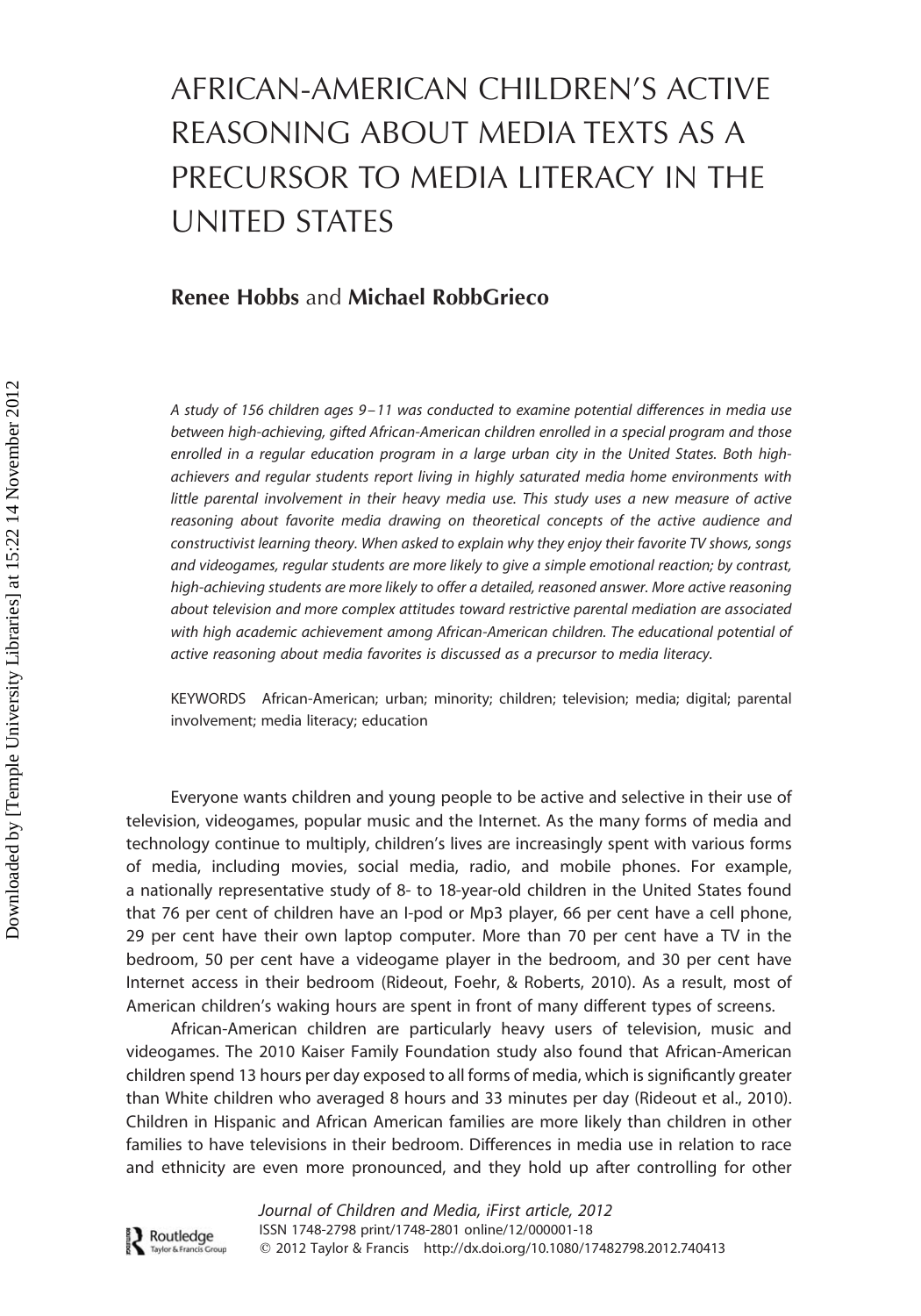# AFRICAN-AMERICAN CHILDREN'S ACTIVE REASONING ABOUT MEDIA TEXTS AS A PRECURSOR TO MEDIA LITERACY IN THE UNITED STATES

**Renee Hobbs** and **Michael RobbGrieco**

*A study of 156 children ages 9–11 was conducted to examine potential differences in media use between high-achieving, gifted African-American children enrolled in a special program and those enrolled in a regular education program in a large urban city in the United States. Both high-achievers and regular students report living in highly saturated media home environments with little parental involvement in their heavy media use. This study uses a new measure of active reasoning about favorite media drawing on theoretical concepts of the active audience and constructivist learning theory. When asked to explain why they enjoy their favorite TV shows, songs and videogames, regular students are more likely to give a simple emotional reaction; by contrast, high-achieving students are more likely to offer a detailed, reasoned answer. More active reasoning about television and more complex attitudes toward restrictive parental mediation are associated with high academic achievement among African-American children. The educational potential of active reasoning about media favorites is discussed as a precursor to media literacy.*

KEYWORDS African-American; urban; minority; children; television; media; digital; parental involvement; media literacy; education

Everyone wants children and young people to be active and selective in their use of television, videogames, popular music and the Internet. As the many forms of media and technology continue to multiply, children's lives are increasingly spent with various forms of media, including movies, social media, radio, and mobile phones. For example, a nationally representative study of 8- to 18-year-old children in the United States found that 76 per cent of children have an I-pod or Mp3 player, 66 per cent have a cell phone, 29 per cent have their own laptop computer. More than 70 per cent have a TV in the bedroom, 50 per cent have a videogame player in the bedroom, and 30 per cent have Internet access in their bedroom (Rideout, Foehr, & Roberts, 2010). As a result, most of American children's waking hours are spent in front of many different types of screens.

African-American children are particularly heavy users of television, music and videogames. The 2010 Kaiser Family Foundation study also found that African-American children spend 13 hours per day exposed to all forms of media, which is significantly greater than White children who averaged 8 hours and 33 minutes per day (Rideout et al., 2010). Children in Hispanic and African American families are more likely than children in other families to have televisions in their bedroom. Differences in media use in relation to race and ethnicity are even more pronounced, and they hold up after controlling for other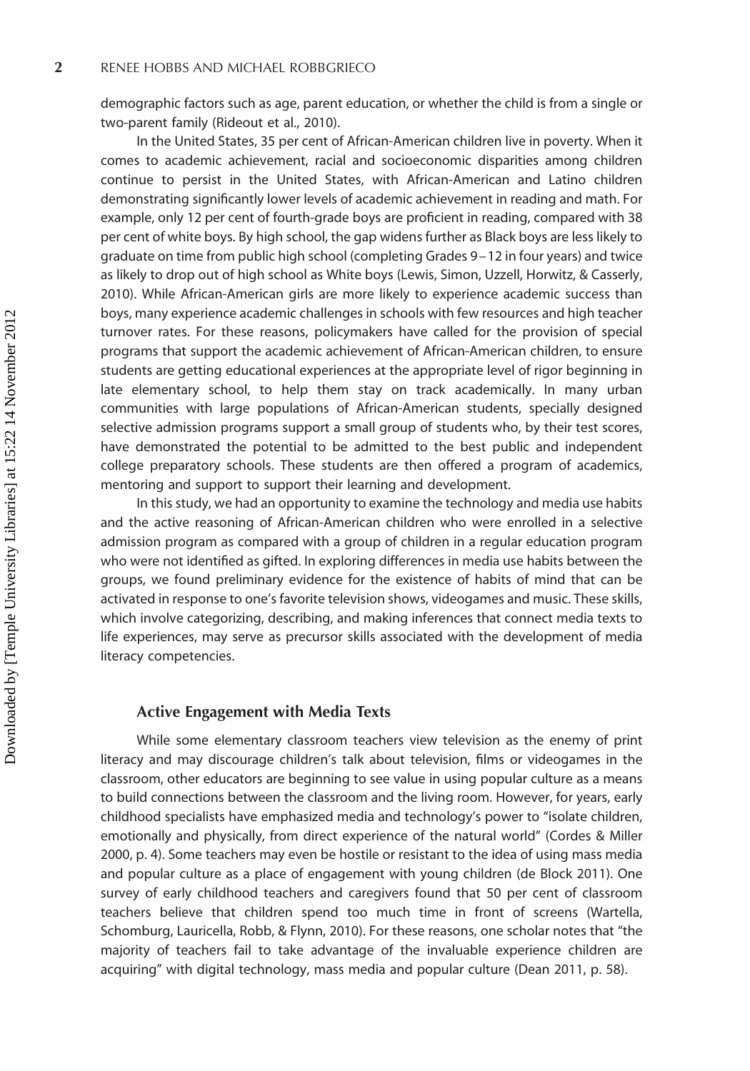demographic factors such as age, parent education, or whether the child is from a single or two-parent family (Rideout et al., 2010).

In the United States, 35 per cent of African-American children live in poverty. When it comes to academic achievement, racial and socioeconomic disparities among children continue to persist in the United States, with African-American and Latino children demonstrating significantly lower levels of academic achievement in reading and math. For example, only 12 per cent of fourth-grade boys are proficient in reading, compared with 38 per cent of white boys. By high school, the gap widens further as Black boys are less likely to graduate on time from public high school (completing Grades 9 – 12 in four years) and twice as likely to drop out of high school as White boys (Lewis, Simon, Uzzell, Horwitz, & Casserly, 2010). While African-American girls are more likely to experience academic success than boys, many experience academic challenges in schools with few resources and high teacher turnover rates. For these reasons, policymakers have called for the provision of special programs that support the academic achievement of African-American children, to ensure students are getting educational experiences at the appropriate level of rigor beginning in late elementary school, to help them stay on track academically. In many urban communities with large populations of African-American students, specially designed selective admission programs support a small group of students who, by their test scores, have demonstrated the potential to be admitted to the best public and independent college preparatory schools. These students are then offered a program of academics, mentoring and support to support their learning and development.

In this study, we had an opportunity to examine the technology and media use habits and the active reasoning of African-American children who were enrolled in a selective admission program as compared with a group of children in a regular education program who were not identified as gifted. In exploring differences in media use habits between the groups, we found preliminary evidence for the existence of habits of mind that can be activated in response to one's favorite television shows, videogames and music. These skills, which involve categorizing, describing, and making inferences that connect media texts to life experiences, may serve as precursor skills associated with the development of media literacy competencies.

### Active Engagement with Media Texts

While some elementary classroom teachers view television as the enemy of print literacy and may discourage children's talk about television, films or videogames in the classroom, other educators are beginning to see value in using popular culture as a means to build connections between the classroom and the living room. However, for years, early childhood specialists have emphasized media and technology's power to "isolate children, emotionally and physically, from direct experience of the natural world" (Cordes & Miller 2000, p. 4). Some teachers may even be hostile or resistant to the idea of using mass media and popular culture as a place of engagement with young children (de Block 2011). One survey of early childhood teachers and caregivers found that 50 per cent of classroom teachers believe that children spend too much time in front of screens (Wartella, Schomburg, Lauricella, Robb, & Flynn, 2010). For these reasons, one scholar notes that "the majority of teachers fail to take advantage of the invaluable experience children are acquiring" with digital technology, mass media and popular culture (Dean 2011, p. 58).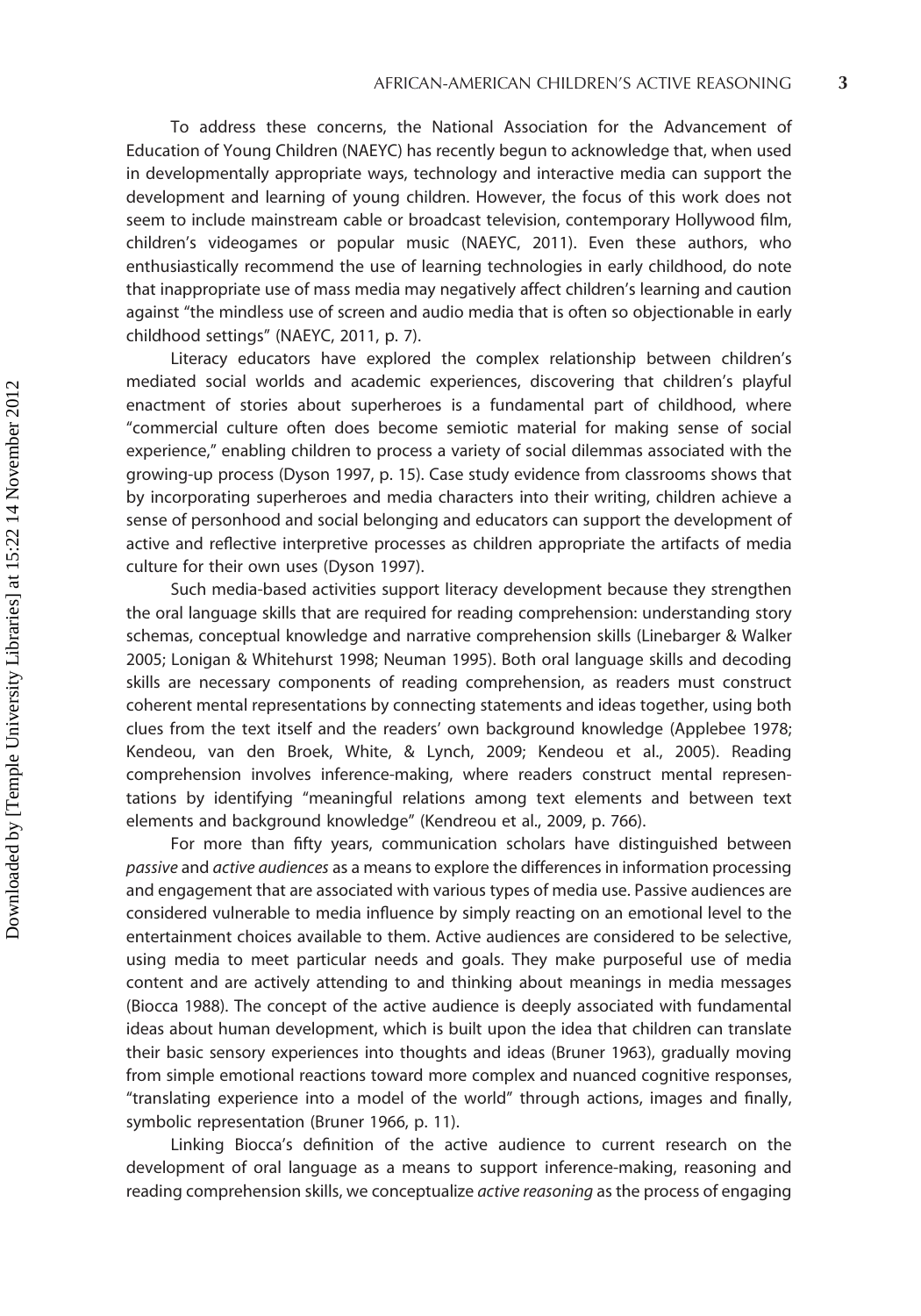To address these concerns, the National Association for the Advancement of Education of Young Children (NAEYC) has recently begun to acknowledge that, when used in developmentally appropriate ways, technology and interactive media can support the development and learning of young children. However, the focus of this work does not seem to include mainstream cable or broadcast television, contemporary Hollywood film, children's videogames or popular music (NAEYC, 2011). Even these authors, who enthusiastically recommend the use of learning technologies in early childhood, do note that inappropriate use of mass media may negatively affect children's learning and caution against "the mindless use of screen and audio media that is often so objectionable in early childhood settings" (NAEYC, 2011, p. 7).

Literacy educators have explored the complex relationship between children's mediated social worlds and academic experiences, discovering that children's playful enactment of stories about superheroes is a fundamental part of childhood, where "commercial culture often does become semiotic material for making sense of social experience," enabling children to process a variety of social dilemmas associated with the growing-up process (Dyson 1997, p. 15). Case study evidence from classrooms shows that by incorporating superheroes and media characters into their writing, children achieve a sense of personhood and social belonging and educators can support the development of active and reflective interpretive processes as children appropriate the artifacts of media culture for their own uses (Dyson 1997).

Such media-based activities support literacy development because they strengthen the oral language skills that are required for reading comprehension: understanding story schemas, conceptual knowledge and narrative comprehension skills (Linebarger & Walker 2005; Lonigan & Whitehurst 1998; Neuman 1995). Both oral language skills and decoding skills are necessary components of reading comprehension, as readers must construct coherent mental representations by connecting statements and ideas together, using both clues from the text itself and the readers' own background knowledge (Applebee 1978; Kendeou, van den Broek, White, & Lynch, 2009; Kendeou et al., 2005). Reading comprehension involves inference-making, where readers construct mental representations by identifying "meaningful relations among text elements and between text elements and background knowledge" (Kendreou et al., 2009, p. 766).

For more than fifty years, communication scholars have distinguished between *passive* and *active audiences* as a means to explore the differences in information processing and engagement that are associated with various types of media use. Passive audiences are considered vulnerable to media influence by simply reacting on an emotional level to the entertainment choices available to them. Active audiences are considered to be selective, using media to meet particular needs and goals. They make purposeful use of media content and are actively attending to and thinking about meanings in media messages (Biocca 1988). The concept of the active audience is deeply associated with fundamental ideas about human development, which is built upon the idea that children can translate their basic sensory experiences into thoughts and ideas (Bruner 1963), gradually moving from simple emotional reactions toward more complex and nuanced cognitive responses, "translating experience into a model of the world" through actions, images and finally, symbolic representation (Bruner 1966, p. 11).

Linking Biocca's definition of the active audience to current research on the development of oral language as a means to support inference-making, reasoning and reading comprehension skills, we conceptualize *active reasoning* as the process of engaging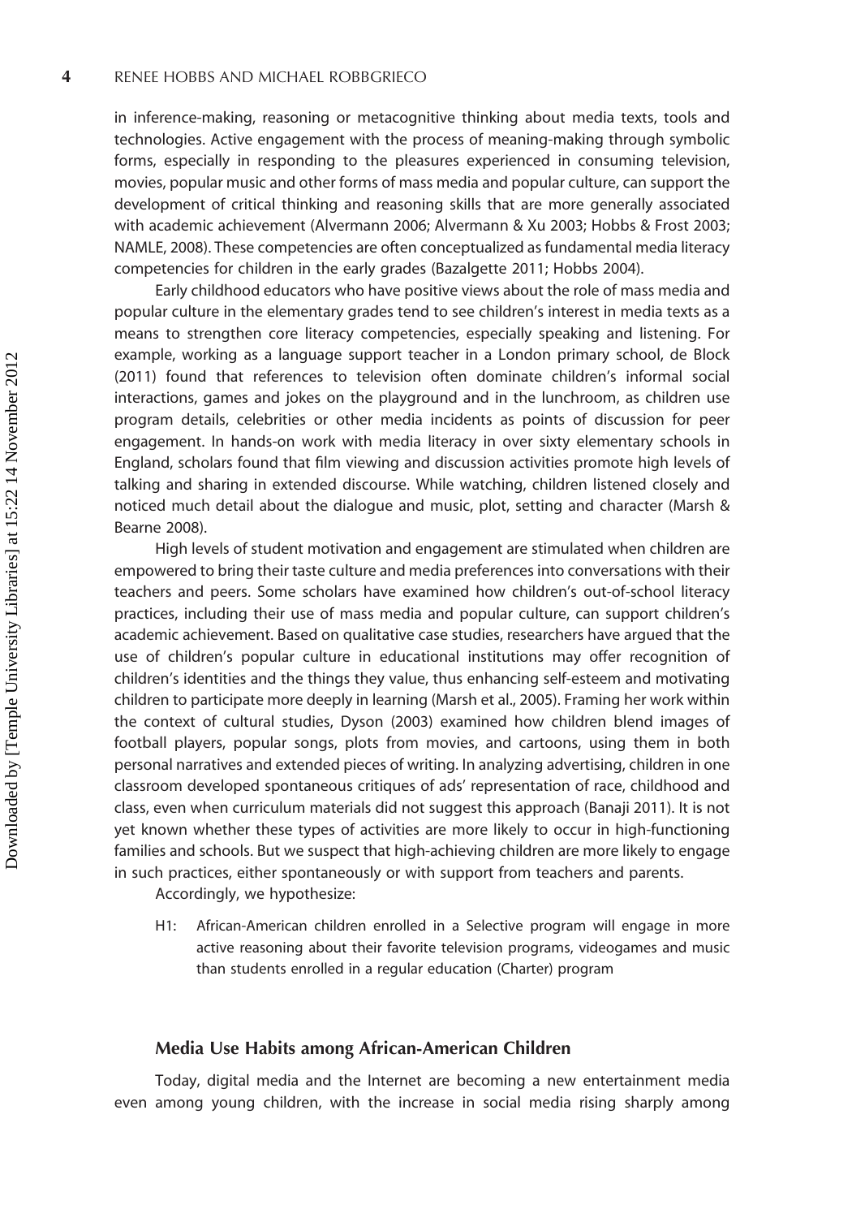in inference-making, reasoning or metacognitive thinking about media texts, tools and technologies. Active engagement with the process of meaning-making through symbolic forms, especially in responding to the pleasures experienced in consuming television, movies, popular music and other forms of mass media and popular culture, can support the development of critical thinking and reasoning skills that are more generally associated with academic achievement (Alvermann 2006; Alvermann & Xu 2003; Hobbs & Frost 2003; NAMLE, 2008). These competencies are often conceptualized as fundamental media literacy competencies for children in the early grades (Bazalgette 2011; Hobbs 2004).

Early childhood educators who have positive views about the role of mass media and popular culture in the elementary grades tend to see children's interest in media texts as a means to strengthen core literacy competencies, especially speaking and listening. For example, working as a language support teacher in a London primary school, de Block (2011) found that references to television often dominate children's informal social interactions, games and jokes on the playground and in the lunchroom, as children use program details, celebrities or other media incidents as points of discussion for peer engagement. In hands-on work with media literacy in over sixty elementary schools in England, scholars found that film viewing and discussion activities promote high levels of talking and sharing in extended discourse. While watching, children listened closely and noticed much detail about the dialogue and music, plot, setting and character (Marsh & Bearne 2008).

High levels of student motivation and engagement are stimulated when children are empowered to bring their taste culture and media preferences into conversations with their teachers and peers. Some scholars have examined how children's out-of-school literacy practices, including their use of mass media and popular culture, can support children's academic achievement. Based on qualitative case studies, researchers have argued that the use of children's popular culture in educational institutions may offer recognition of children's identities and the things they value, thus enhancing self-esteem and motivating children to participate more deeply in learning (Marsh et al., 2005). Framing her work within the context of cultural studies, Dyson (2003) examined how children blend images of football players, popular songs, plots from movies, and cartoons, using them in both personal narratives and extended pieces of writing. In analyzing advertising, children in one classroom developed spontaneous critiques of ads' representation of race, childhood and class, even when curriculum materials did not suggest this approach (Banaji 2011). It is not yet known whether these types of activities are more likely to occur in high-functioning families and schools. But we suspect that high-achieving children are more likely to engage in such practices, either spontaneously or with support from teachers and parents.

Accordingly, we hypothesize:

> H1: African-American children enrolled in a Selective program will engage in more active reasoning about their favorite television programs, videogames and music than students enrolled in a regular education (Charter) program

### Media Use Habits among African-American Children

Today, digital media and the Internet are becoming a new entertainment media even among young children, with the increase in social media rising sharply among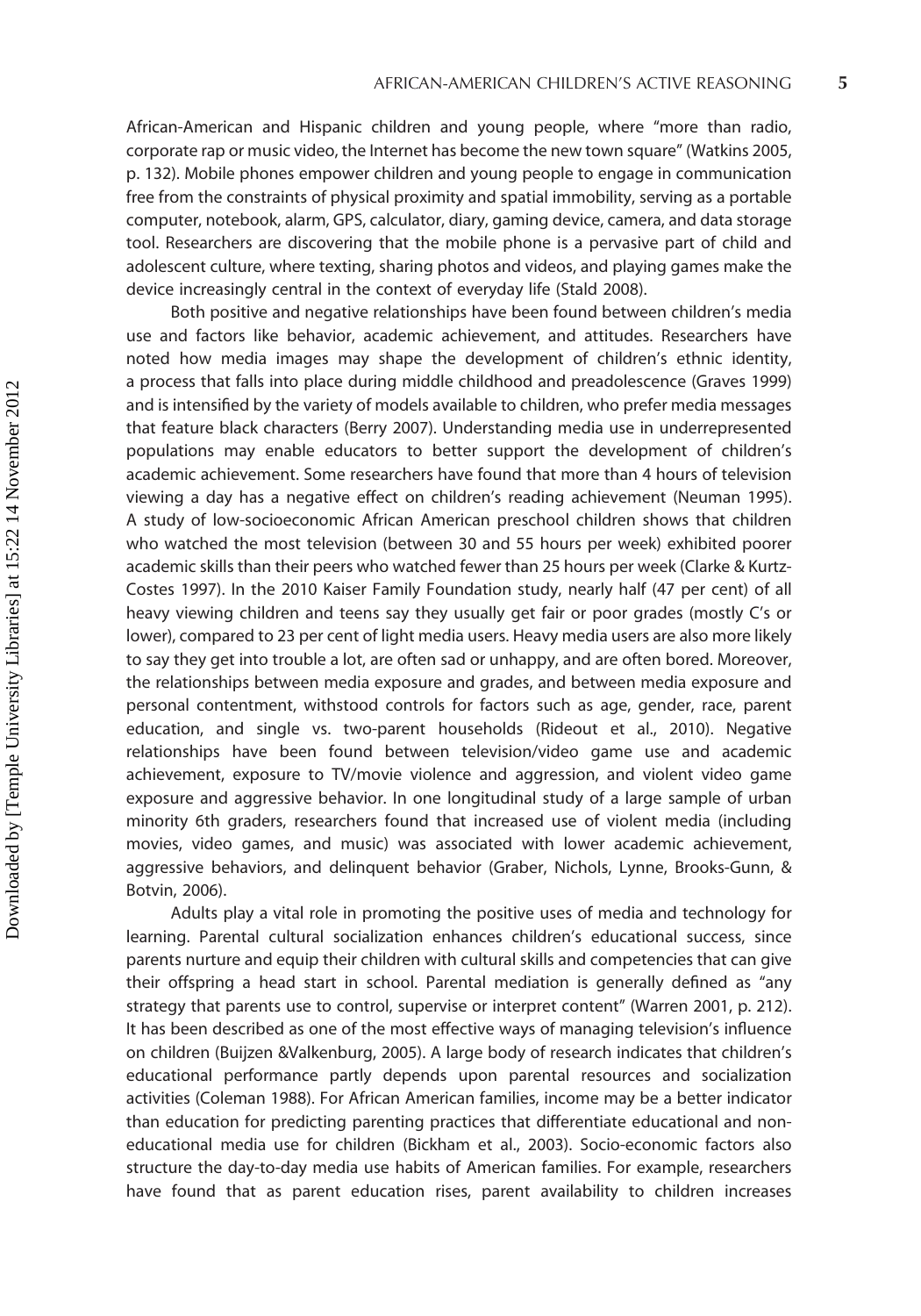African-American and Hispanic children and young people, where "more than radio, corporate rap or music video, the Internet has become the new town square" (Watkins 2005, p. 132). Mobile phones empower children and young people to engage in communication free from the constraints of physical proximity and spatial immobility, serving as a portable computer, notebook, alarm, GPS, calculator, diary, gaming device, camera, and data storage tool. Researchers are discovering that the mobile phone is a pervasive part of child and adolescent culture, where texting, sharing photos and videos, and playing games make the device increasingly central in the context of everyday life (Stald 2008).

Both positive and negative relationships have been found between children's media use and factors like behavior, academic achievement, and attitudes. Researchers have noted how media images may shape the development of children's ethnic identity, a process that falls into place during middle childhood and preadolescence (Graves 1999) and is intensified by the variety of models available to children, who prefer media messages that feature black characters (Berry 2007). Understanding media use in underrepresented populations may enable educators to better support the development of children's academic achievement. Some researchers have found that more than 4 hours of television viewing a day has a negative effect on children's reading achievement (Neuman 1995). A study of low-socioeconomic African American preschool children shows that children who watched the most television (between 30 and 55 hours per week) exhibited poorer academic skills than their peers who watched fewer than 25 hours per week (Clarke & Kurtz-Costes 1997). In the 2010 Kaiser Family Foundation study, nearly half (47 per cent) of all heavy viewing children and teens say they usually get fair or poor grades (mostly C's or lower), compared to 23 per cent of light media users. Heavy media users are also more likely to say they get into trouble a lot, are often sad or unhappy, and are often bored. Moreover, the relationships between media exposure and grades, and between media exposure and personal contentment, withstood controls for factors such as age, gender, race, parent education, and single vs. two-parent households (Rideout et al., 2010). Negative relationships have been found between television/video game use and academic achievement, exposure to TV/movie violence and aggression, and violent video game exposure and aggressive behavior. In one longitudinal study of a large sample of urban minority 6th graders, researchers found that increased use of violent media (including movies, video games, and music) was associated with lower academic achievement, aggressive behaviors, and delinquent behavior (Graber, Nichols, Lynne, Brooks-Gunn, & Botvin, 2006).

Adults play a vital role in promoting the positive uses of media and technology for learning. Parental cultural socialization enhances children's educational success, since parents nurture and equip their children with cultural skills and competencies that can give their offspring a head start in school. Parental mediation is generally defined as "any strategy that parents use to control, supervise or interpret content" (Warren 2001, p. 212). It has been described as one of the most effective ways of managing television's influence on children (Buijzen &Valkenburg, 2005). A large body of research indicates that children's educational performance partly depends upon parental resources and socialization activities (Coleman 1988). For African American families, income may be a better indicator than education for predicting parenting practices that differentiate educational and non-educational media use for children (Bickham et al., 2003). Socio-economic factors also structure the day-to-day media use habits of American families. For example, researchers have found that as parent education rises, parent availability to children increases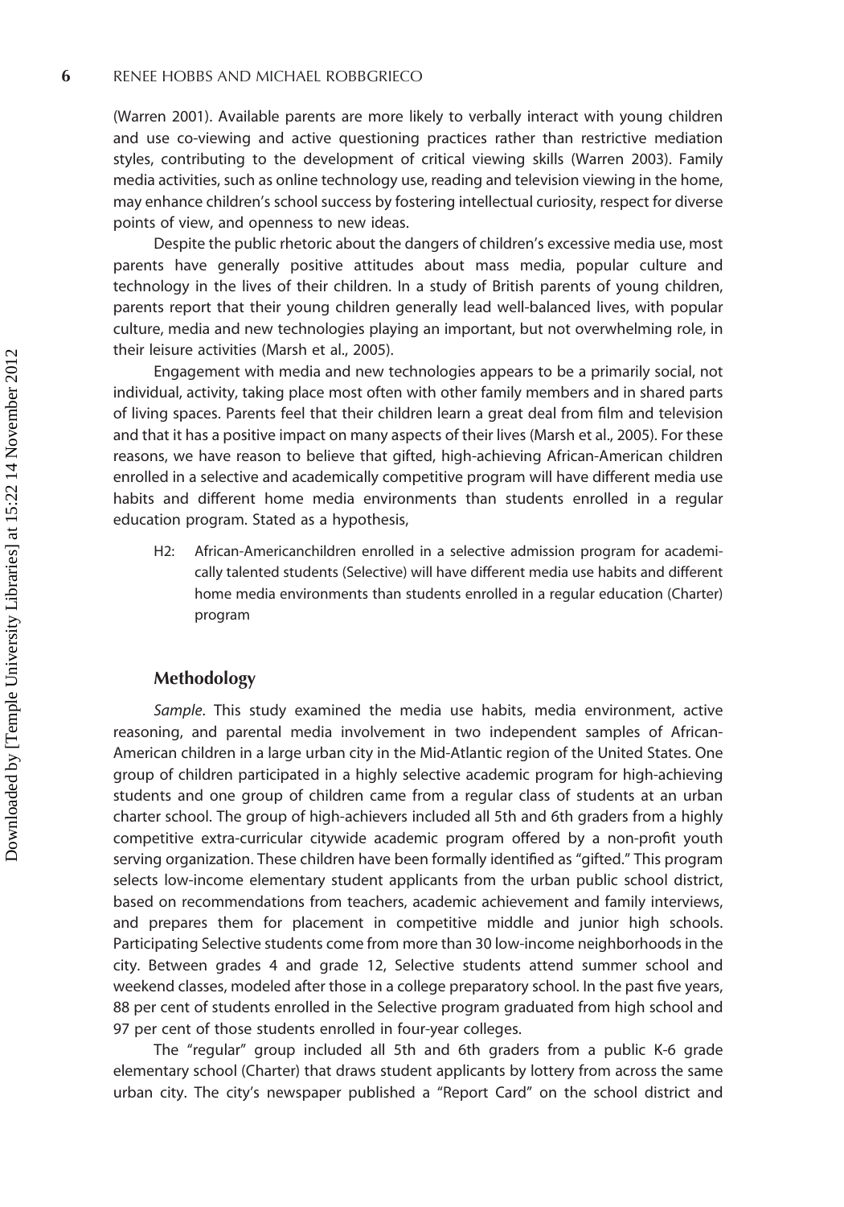(Warren 2001). Available parents are more likely to verbally interact with young children and use co-viewing and active questioning practices rather than restrictive mediation styles, contributing to the development of critical viewing skills (Warren 2003). Family media activities, such as online technology use, reading and television viewing in the home, may enhance children's school success by fostering intellectual curiosity, respect for diverse points of view, and openness to new ideas.

Despite the public rhetoric about the dangers of children's excessive media use, most parents have generally positive attitudes about mass media, popular culture and technology in the lives of their children. In a study of British parents of young children, parents report that their young children generally lead well-balanced lives, with popular culture, media and new technologies playing an important, but not overwhelming role, in their leisure activities (Marsh et al., 2005).

Engagement with media and new technologies appears to be a primarily social, not individual, activity, taking place most often with other family members and in shared parts of living spaces. Parents feel that their children learn a great deal from film and television and that it has a positive impact on many aspects of their lives (Marsh et al., 2005). For these reasons, we have reason to believe that gifted, high-achieving African-American children enrolled in a selective and academically competitive program will have different media use habits and different home media environments than students enrolled in a regular education program. Stated as a hypothesis,

> H2: African-Americanchildren enrolled in a selective admission program for academically talented students (Selective) will have different media use habits and different home media environments than students enrolled in a regular education (Charter) program

## Methodology

*Sample*. This study examined the media use habits, media environment, active reasoning, and parental media involvement in two independent samples of African-American children in a large urban city in the Mid-Atlantic region of the United States. One group of children participated in a highly selective academic program for high-achieving students and one group of children came from a regular class of students at an urban charter school. The group of high-achievers included all 5th and 6th graders from a highly competitive extra-curricular citywide academic program offered by a non-profit youth serving organization. These children have been formally identified as "gifted." This program selects low-income elementary student applicants from the urban public school district, based on recommendations from teachers, academic achievement and family interviews, and prepares them for placement in competitive middle and junior high schools. Participating Selective students come from more than 30 low-income neighborhoods in the city. Between grades 4 and grade 12, Selective students attend summer school and weekend classes, modeled after those in a college preparatory school. In the past five years, 88 per cent of students enrolled in the Selective program graduated from high school and 97 per cent of those students enrolled in four-year colleges.

The "regular" group included all 5th and 6th graders from a public K-6 grade elementary school (Charter) that draws student applicants by lottery from across the same urban city. The city's newspaper published a "Report Card" on the school district and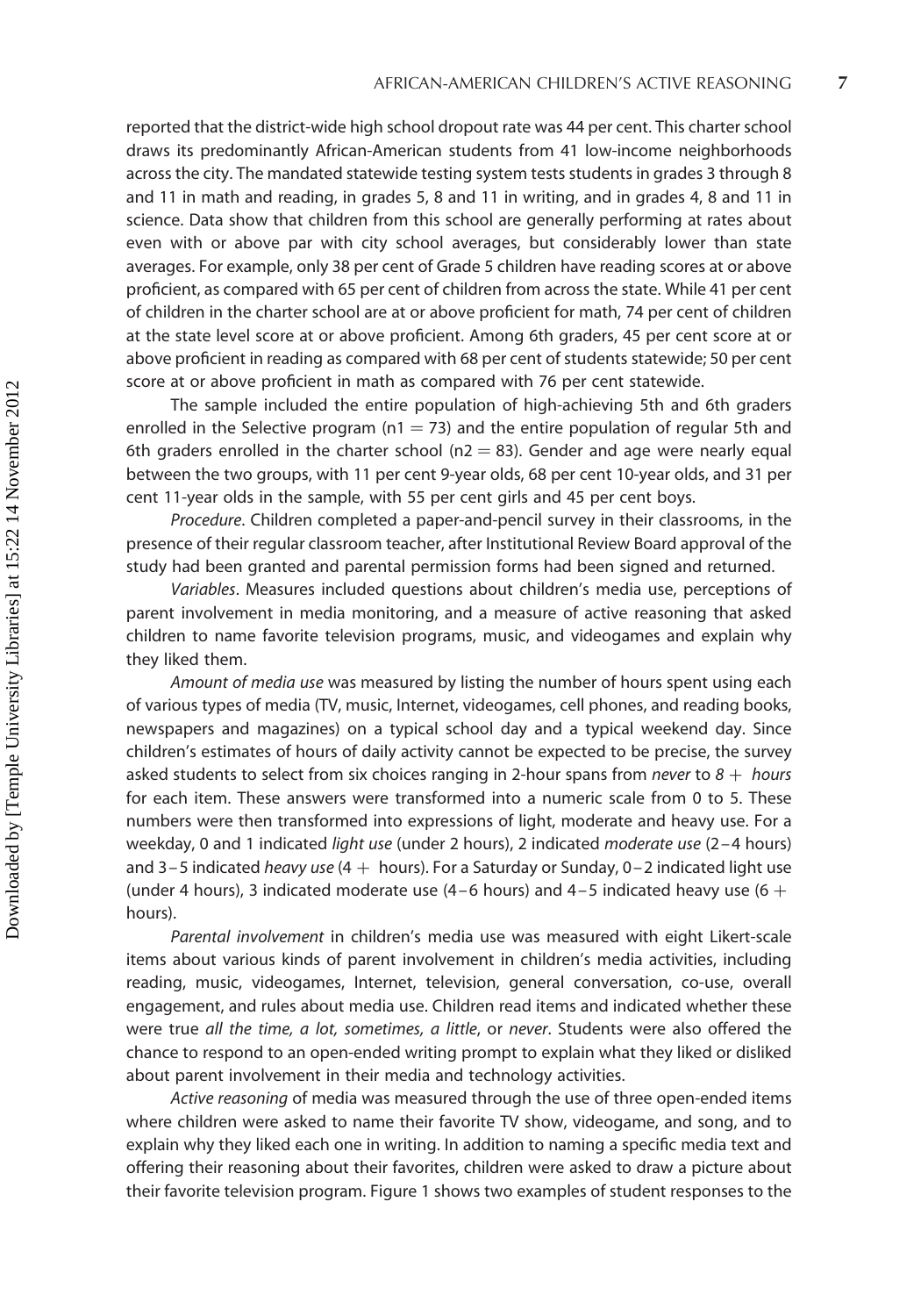reported that the district-wide high school dropout rate was 44 per cent. This charter school draws its predominantly African-American students from 41 low-income neighborhoods across the city. The mandated statewide testing system tests students in grades 3 through 8 and 11 in math and reading, in grades 5, 8 and 11 in writing, and in grades 4, 8 and 11 in science. Data show that children from this school are generally performing at rates about even with or above par with city school averages, but considerably lower than state averages. For example, only 38 per cent of Grade 5 children have reading scores at or above proficient, as compared with 65 per cent of children from across the state. While 41 per cent of children in the charter school are at or above proficient for math, 74 per cent of children at the state level score at or above proficient. Among 6th graders, 45 per cent score at or above proficient in reading as compared with 68 per cent of students statewide; 50 per cent score at or above proficient in math as compared with 76 per cent statewide.

The sample included the entire population of high-achieving 5th and 6th graders enrolled in the Selective program (n1 = 73) and the entire population of regular 5th and 6th graders enrolled in the charter school (n2 = 83). Gender and age were nearly equal between the two groups, with 11 per cent 9-year olds, 68 per cent 10-year olds, and 31 per cent 11-year olds in the sample, with 55 per cent girls and 45 per cent boys.

*Procedure*. Children completed a paper-and-pencil survey in their classrooms, in the presence of their regular classroom teacher, after Institutional Review Board approval of the study had been granted and parental permission forms had been signed and returned.

*Variables*. Measures included questions about children's media use, perceptions of parent involvement in media monitoring, and a measure of active reasoning that asked children to name favorite television programs, music, and videogames and explain why they liked them.

*Amount of media use* was measured by listing the number of hours spent using each of various types of media (TV, music, Internet, videogames, cell phones, and reading books, newspapers and magazines) on a typical school day and a typical weekend day. Since children's estimates of hours of daily activity cannot be expected to be precise, the survey asked students to select from six choices ranging in 2-hour spans from *never* to *8 + hours* for each item. These answers were transformed into a numeric scale from 0 to 5. These numbers were then transformed into expressions of light, moderate and heavy use. For a weekday, 0 and 1 indicated *light use* (under 2 hours), 2 indicated *moderate use* (2–4 hours) and 3–5 indicated *heavy use* (4 + hours). For a Saturday or Sunday, 0–2 indicated light use (under 4 hours), 3 indicated moderate use (4–6 hours) and 4–5 indicated heavy use (6 + hours).

*Parental involvement* in children's media use was measured with eight Likert-scale items about various kinds of parent involvement in children's media activities, including reading, music, videogames, Internet, television, general conversation, co-use, overall engagement, and rules about media use. Children read items and indicated whether these were true *all the time, a lot, sometimes, a little*, or *never*. Students were also offered the chance to respond to an open-ended writing prompt to explain what they liked or disliked about parent involvement in their media and technology activities.

*Active reasoning* of media was measured through the use of three open-ended items where children were asked to name their favorite TV show, videogame, and song, and to explain why they liked each one in writing. In addition to naming a specific media text and offering their reasoning about their favorites, children were asked to draw a picture about their favorite television program. Figure 1 shows two examples of student responses to the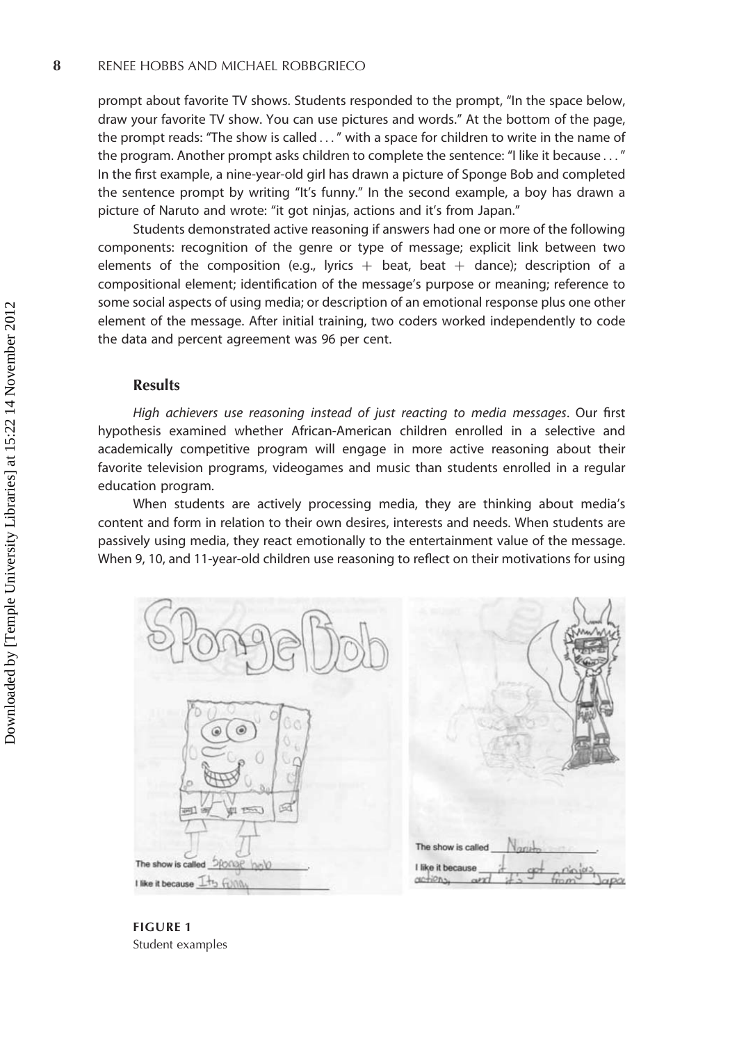prompt about favorite TV shows. Students responded to the prompt, "In the space below, draw your favorite TV show. You can use pictures and words." At the bottom of the page, the prompt reads: "The show is called . . . " with a space for children to write in the name of the program. Another prompt asks children to complete the sentence: "I like it because . . . " In the first example, a nine-year-old girl has drawn a picture of Sponge Bob and completed the sentence prompt by writing "It's funny." In the second example, a boy has drawn a picture of Naruto and wrote: "it got ninjas, actions and it's from Japan."

Students demonstrated active reasoning if answers had one or more of the following components: recognition of the genre or type of message; explicit link between two elements of the composition (e.g., lyrics + beat, beat + dance); description of a compositional element; identification of the message's purpose or meaning; reference to some social aspects of using media; or description of an emotional response plus one other element of the message. After initial training, two coders worked independently to code the data and percent agreement was 96 per cent.

## Results

*High achievers use reasoning instead of just reacting to media messages*. Our first hypothesis examined whether African-American children enrolled in a selective and academically competitive program will engage in more active reasoning about their favorite television programs, videogames and music than students enrolled in a regular education program.

When students are actively processing media, they are thinking about media's content and form in relation to their own desires, interests and needs. When students are passively using media, they react emotionally to the entertainment value of the message. When 9, 10, and 11-year-old children use reasoning to reflect on their motivations for using

**FIGURE 1**
Student examples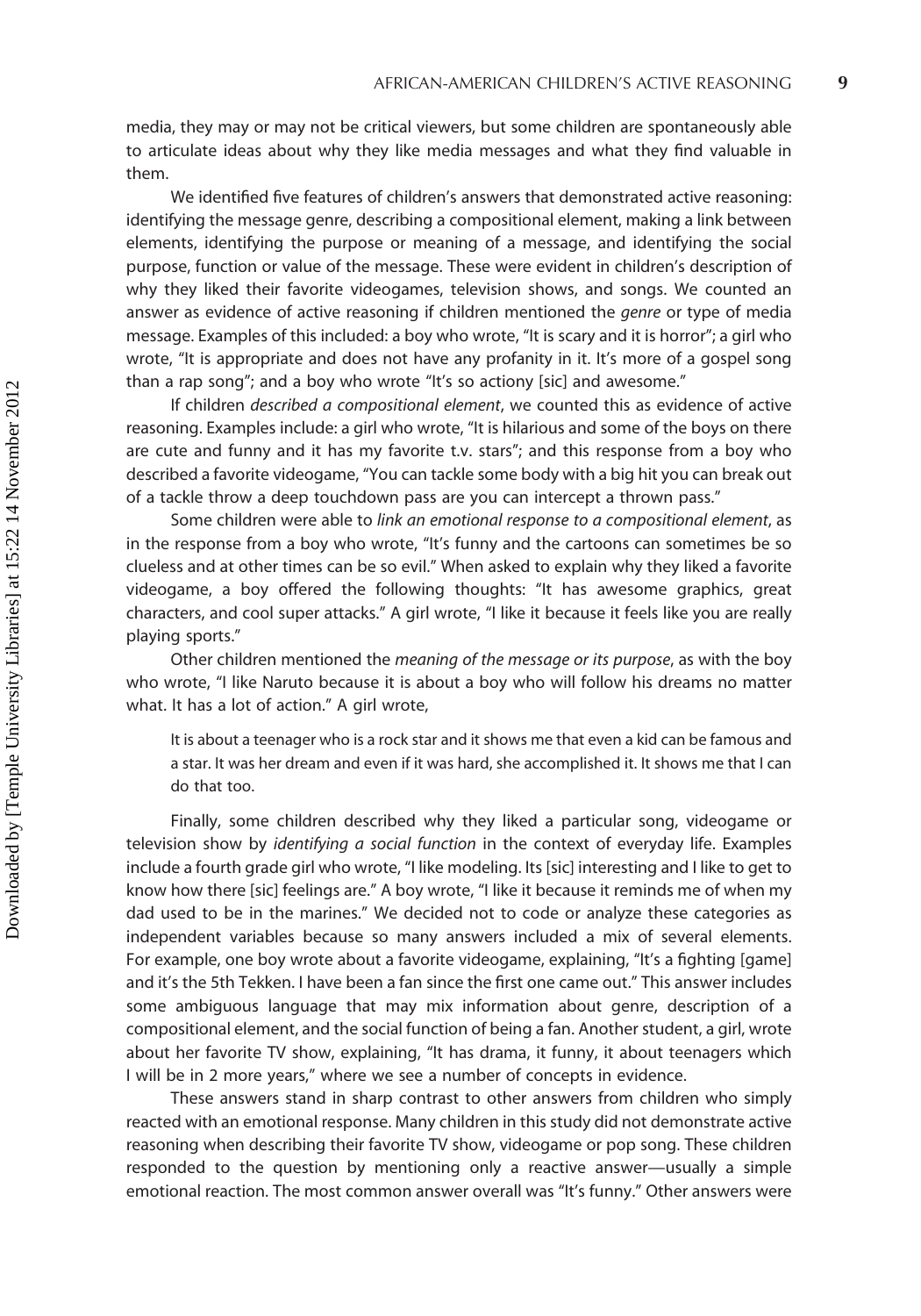media, they may or may not be critical viewers, but some children are spontaneously able to articulate ideas about why they like media messages and what they find valuable in them.

We identified five features of children's answers that demonstrated active reasoning: identifying the message genre, describing a compositional element, making a link between elements, identifying the purpose or meaning of a message, and identifying the social purpose, function or value of the message. These were evident in children's description of why they liked their favorite videogames, television shows, and songs. We counted an answer as evidence of active reasoning if children mentioned the *genre* or type of media message. Examples of this included: a boy who wrote, "It is scary and it is horror"; a girl who wrote, "It is appropriate and does not have any profanity in it. It's more of a gospel song than a rap song"; and a boy who wrote "It's so actiony [sic] and awesome."

If children *described a compositional element*, we counted this as evidence of active reasoning. Examples include: a girl who wrote, "It is hilarious and some of the boys on there are cute and funny and it has my favorite t.v. stars"; and this response from a boy who described a favorite videogame, "You can tackle some body with a big hit you can break out of a tackle throw a deep touchdown pass are you can intercept a thrown pass."

Some children were able to *link an emotional response to a compositional element*, as in the response from a boy who wrote, "It's funny and the cartoons can sometimes be so clueless and at other times can be so evil." When asked to explain why they liked a favorite videogame, a boy offered the following thoughts: "It has awesome graphics, great characters, and cool super attacks." A girl wrote, "I like it because it feels like you are really playing sports."

Other children mentioned the *meaning of the message or its purpose*, as with the boy who wrote, "I like Naruto because it is about a boy who will follow his dreams no matter what. It has a lot of action." A girl wrote,

> It is about a teenager who is a rock star and it shows me that even a kid can be famous and a star. It was her dream and even if it was hard, she accomplished it. It shows me that I can do that too.

Finally, some children described why they liked a particular song, videogame or television show by *identifying a social function* in the context of everyday life. Examples include a fourth grade girl who wrote, "I like modeling. Its [sic] interesting and I like to get to know how there [sic] feelings are." A boy wrote, "I like it because it reminds me of when my dad used to be in the marines." We decided not to code or analyze these categories as independent variables because so many answers included a mix of several elements. For example, one boy wrote about a favorite videogame, explaining, "It's a fighting [game] and it's the 5th Tekken. I have been a fan since the first one came out." This answer includes some ambiguous language that may mix information about genre, description of a compositional element, and the social function of being a fan. Another student, a girl, wrote about her favorite TV show, explaining, "It has drama, it funny, it about teenagers which I will be in 2 more years," where we see a number of concepts in evidence.

These answers stand in sharp contrast to other answers from children who simply reacted with an emotional response. Many children in this study did not demonstrate active reasoning when describing their favorite TV show, videogame or pop song. These children responded to the question by mentioning only a reactive answer—usually a simple emotional reaction. The most common answer overall was "It's funny." Other answers were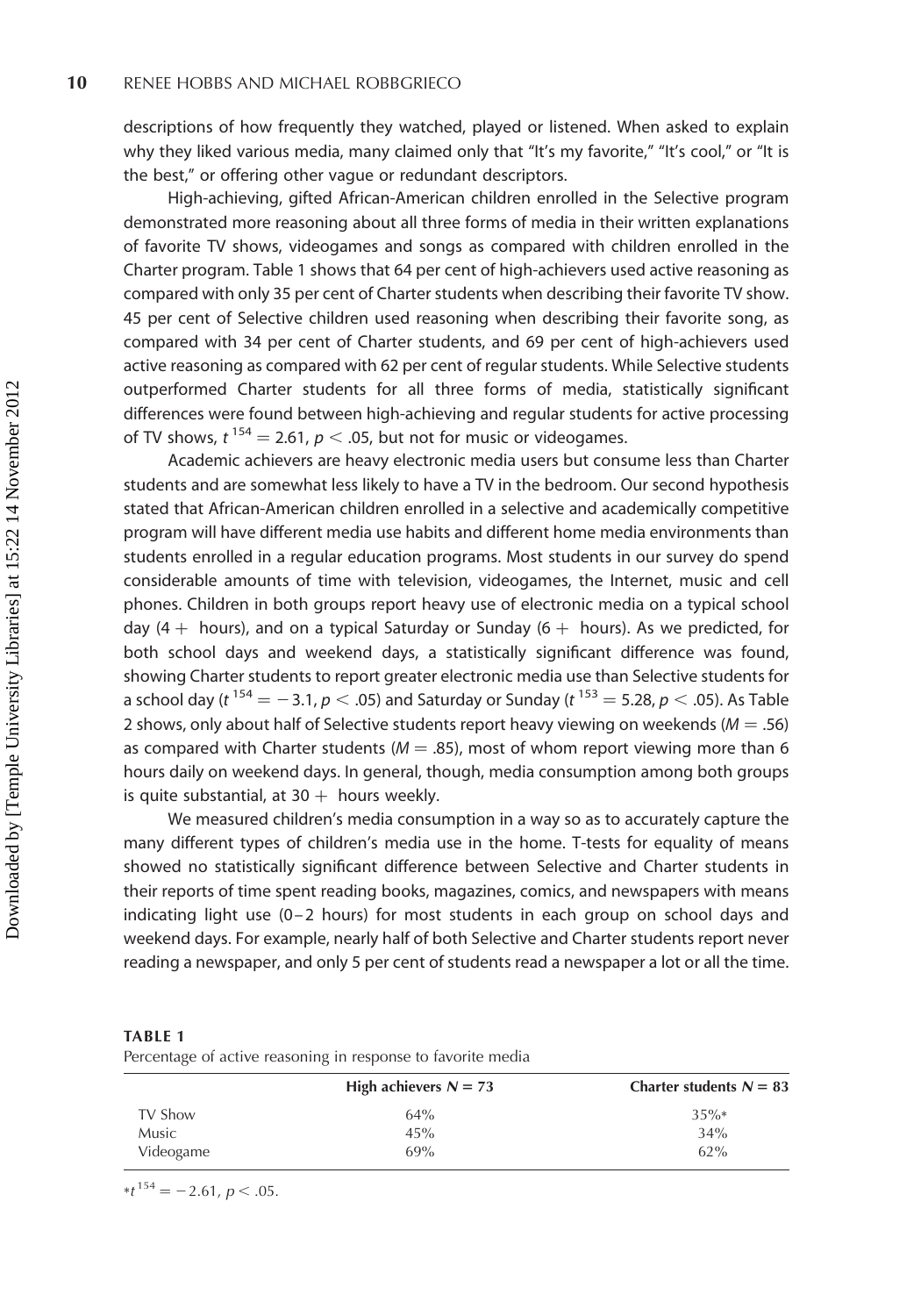descriptions of how frequently they watched, played or listened. When asked to explain why they liked various media, many claimed only that "It's my favorite," "It's cool," or "It is the best," or offering other vague or redundant descriptors.

High-achieving, gifted African-American children enrolled in the Selective program demonstrated more reasoning about all three forms of media in their written explanations of favorite TV shows, videogames and songs as compared with children enrolled in the Charter program. Table 1 shows that 64 per cent of high-achievers used active reasoning as compared with only 35 per cent of Charter students when describing their favorite TV show. 45 per cent of Selective children used reasoning when describing their favorite song, as compared with 34 per cent of Charter students, and 69 per cent of high-achievers used active reasoning as compared with 62 per cent of regular students. While Selective students outperformed Charter students for all three forms of media, statistically significant differences were found between high-achieving and regular students for active processing of TV shows, $t^{154} = 2.61$, $p < .05$, but not for music or videogames.

Academic achievers are heavy electronic media users but consume less than Charter students and are somewhat less likely to have a TV in the bedroom. Our second hypothesis stated that African-American children enrolled in a selective and academically competitive program will have different media use habits and different home media environments than students enrolled in a regular education programs. Most students in our survey do spend considerable amounts of time with television, videogames, the Internet, music and cell phones. Children in both groups report heavy use of electronic media on a typical school day (4 + hours), and on a typical Saturday or Sunday (6 + hours). As we predicted, for both school days and weekend days, a statistically significant difference was found, showing Charter students to report greater electronic media use than Selective students for a school day ($t^{154} = -3.1$, $p < .05$) and Saturday or Sunday ($t^{153} = 5.28$, $p < .05$). As Table 2 shows, only about half of Selective students report heavy viewing on weekends ($M = .56$) as compared with Charter students ($M = .85$), most of whom report viewing more than 6 hours daily on weekend days. In general, though, media consumption among both groups is quite substantial, at 30 + hours weekly.

We measured children's media consumption in a way so as to accurately capture the many different types of children's media use in the home. T-tests for equality of means showed no statistically significant difference between Selective and Charter students in their reports of time spent reading books, magazines, comics, and newspapers with means indicating light use (0–2 hours) for most students in each group on school days and weekend days. For example, nearly half of both Selective and Charter students report never reading a newspaper, and only 5 per cent of students read a newspaper a lot or all the time.

**TABLE 1**
Percentage of active reasoning in response to favorite media

| | High achievers $N = 73$ | Charter students $N = 83$ |
|---|---|---|
| TV Show | 64% | 35%* |
| Music | 45% | 34% |
| Videogame | 69% | 62% |

*$t^{154} = -2.61$, $p < .05$.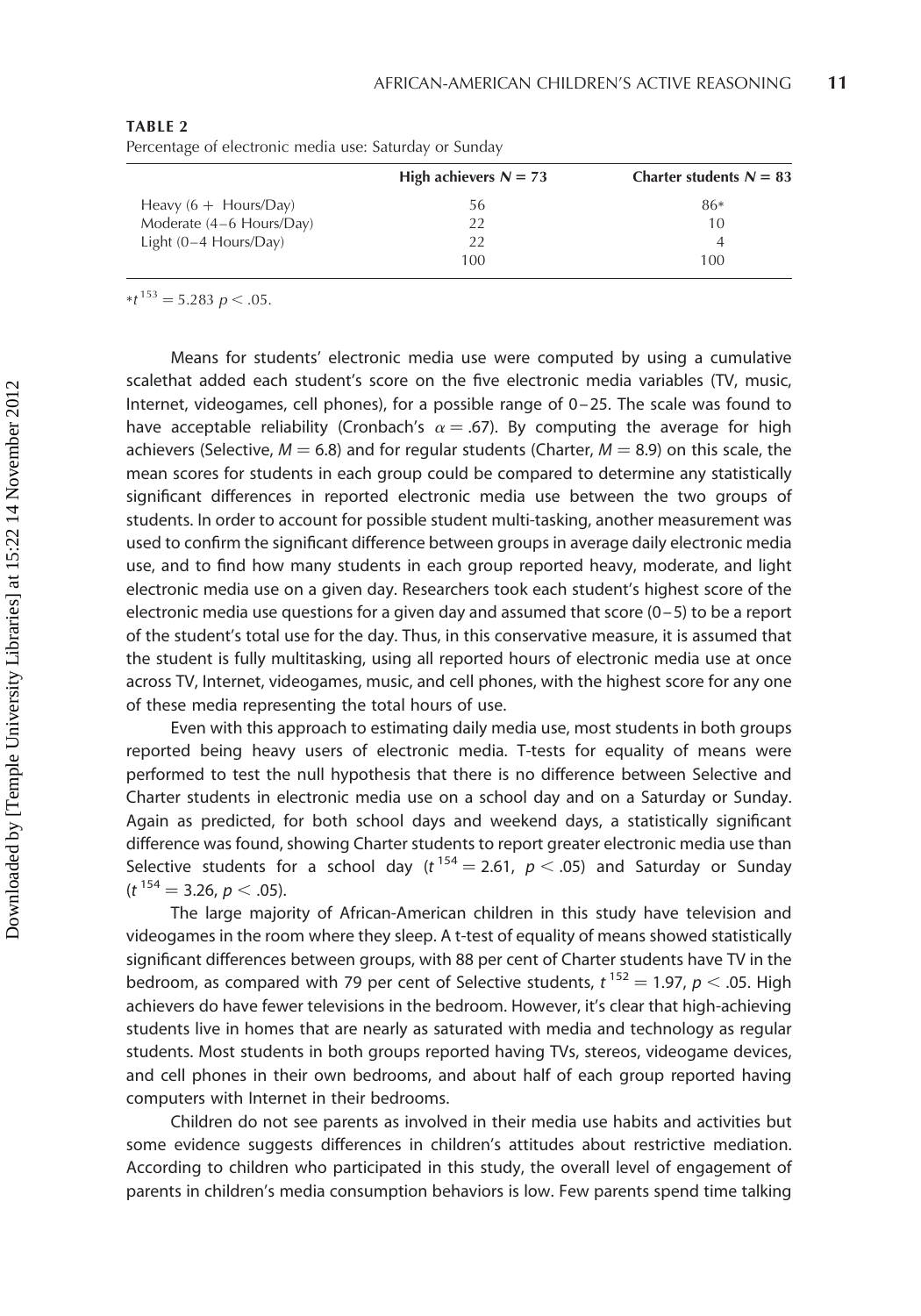**TABLE 2**

Percentage of electronic media use: Saturday or Sunday

| | High achievers $N = 73$ | Charter students $N = 83$ |
|---|---|---|
| Heavy (6 + Hours/Day) | 56 | 86* |
| Moderate (4–6 Hours/Day) | 22 | 10 |
| Light (0–4 Hours/Day) | 22 | 4 |
| | 100 | 100 |

$*t^{153} = 5.283$ $p < .05$.

Means for students' electronic media use were computed by using a cumulative scalethat added each student's score on the five electronic media variables (TV, music, Internet, videogames, cell phones), for a possible range of 0–25. The scale was found to have acceptable reliability (Cronbach's $\alpha = .67$). By computing the average for high achievers (Selective, $M = 6.8$) and for regular students (Charter, $M = 8.9$) on this scale, the mean scores for students in each group could be compared to determine any statistically significant differences in reported electronic media use between the two groups of students. In order to account for possible student multi-tasking, another measurement was used to confirm the significant difference between groups in average daily electronic media use, and to find how many students in each group reported heavy, moderate, and light electronic media use on a given day. Researchers took each student's highest score of the electronic media use questions for a given day and assumed that score (0–5) to be a report of the student's total use for the day. Thus, in this conservative measure, it is assumed that the student is fully multitasking, using all reported hours of electronic media use at once across TV, Internet, videogames, music, and cell phones, with the highest score for any one of these media representing the total hours of use.

Even with this approach to estimating daily media use, most students in both groups reported being heavy users of electronic media. T-tests for equality of means were performed to test the null hypothesis that there is no difference between Selective and Charter students in electronic media use on a school day and on a Saturday or Sunday. Again as predicted, for both school days and weekend days, a statistically significant difference was found, showing Charter students to report greater electronic media use than Selective students for a school day ($t^{154} = 2.61$, $p < .05$) and Saturday or Sunday ($t^{154} = 3.26$, $p < .05$).

The large majority of African-American children in this study have television and videogames in the room where they sleep. A t-test of equality of means showed statistically significant differences between groups, with 88 per cent of Charter students have TV in the bedroom, as compared with 79 per cent of Selective students, $t^{152} = 1.97$, $p < .05$. High achievers do have fewer televisions in the bedroom. However, it's clear that high-achieving students live in homes that are nearly as saturated with media and technology as regular students. Most students in both groups reported having TVs, stereos, videogame devices, and cell phones in their own bedrooms, and about half of each group reported having computers with Internet in their bedrooms.

Children do not see parents as involved in their media use habits and activities but some evidence suggests differences in children's attitudes about restrictive mediation. According to children who participated in this study, the overall level of engagement of parents in children's media consumption behaviors is low. Few parents spend time talking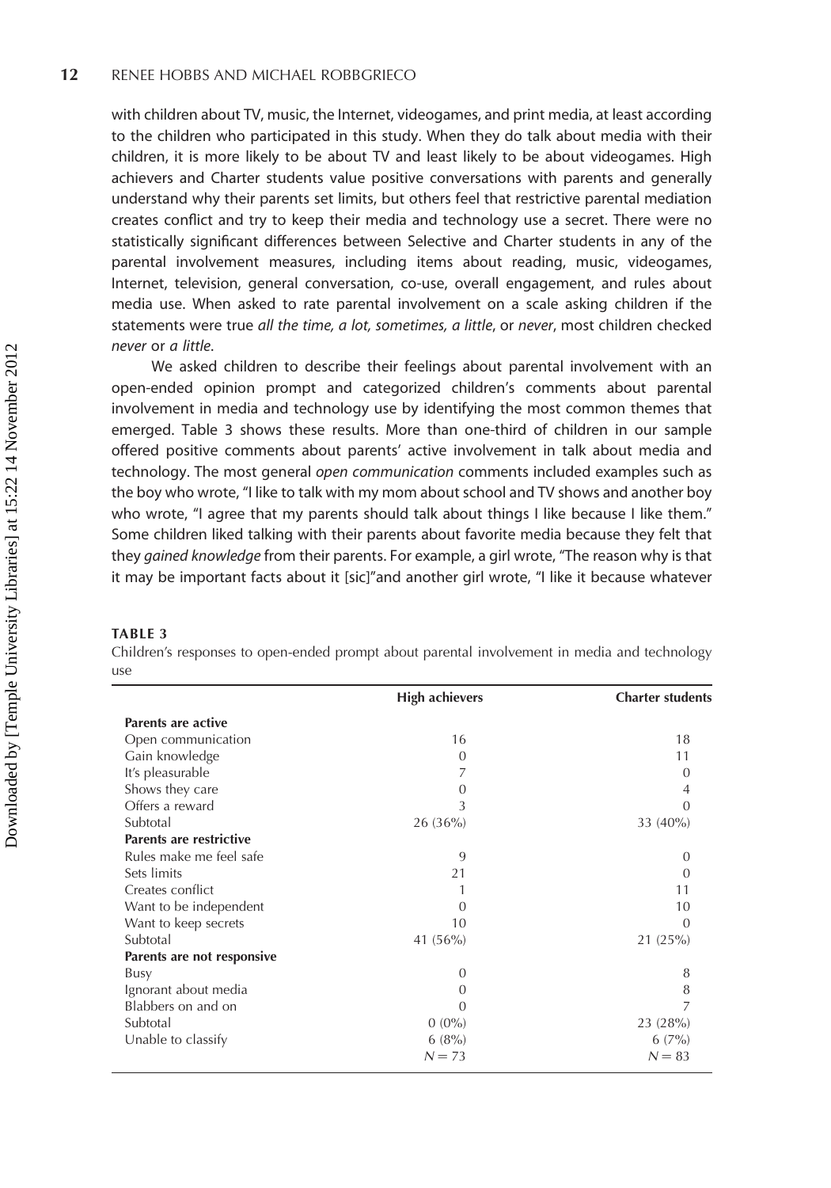with children about TV, music, the Internet, videogames, and print media, at least according to the children who participated in this study. When they do talk about media with their children, it is more likely to be about TV and least likely to be about videogames. High achievers and Charter students value positive conversations with parents and generally understand why their parents set limits, but others feel that restrictive parental mediation creates conflict and try to keep their media and technology use a secret. There were no statistically significant differences between Selective and Charter students in any of the parental involvement measures, including items about reading, music, videogames, Internet, television, general conversation, co-use, overall engagement, and rules about media use. When asked to rate parental involvement on a scale asking children if the statements were true *all the time, a lot, sometimes, a little*, or *never*, most children checked *never* or *a little*.

We asked children to describe their feelings about parental involvement with an open-ended opinion prompt and categorized children's comments about parental involvement in media and technology use by identifying the most common themes that emerged. Table 3 shows these results. More than one-third of children in our sample offered positive comments about parents' active involvement in talk about media and technology. The most general *open communication* comments included examples such as the boy who wrote, "I like to talk with my mom about school and TV shows and another boy who wrote, "I agree that my parents should talk about things I like because I like them." Some children liked talking with their parents about favorite media because they felt that they *gained knowledge* from their parents. For example, a girl wrote, "The reason why is that it may be important facts about it [sic]"and another girl wrote, "I like it because whatever

**TABLE 3**

Children's responses to open-ended prompt about parental involvement in media and technology use

| | High achievers | Charter students |
|---|---|---|
| **Parents are active** | | |
| Open communication | 16 | 18 |
| Gain knowledge | 0 | 11 |
| It's pleasurable | 7 | 0 |
| Shows they care | 0 | 4 |
| Offers a reward | 3 | 0 |
| Subtotal | 26 (36%) | 33 (40%) |
| **Parents are restrictive** | | |
| Rules make me feel safe | 9 | 0 |
| Sets limits | 21 | 0 |
| Creates conflict | 1 | 11 |
| Want to be independent | 0 | 10 |
| Want to keep secrets | 10 | 0 |
| Subtotal | 41 (56%) | 21 (25%) |
| **Parents are not responsive** | | |
| Busy | 0 | 8 |
| Ignorant about media | 0 | 8 |
| Blabbers on and on | 0 | 7 |
| Subtotal | 0 (0%) | 23 (28%) |
| Unable to classify | 6 (8%) | 6 (7%) |
| | $N = 73$ | $N = 83$ |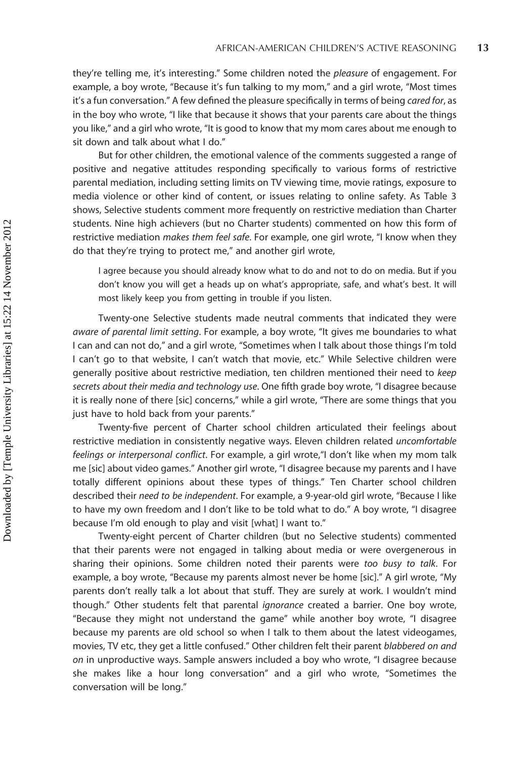they're telling me, it's interesting." Some children noted the *pleasure* of engagement. For example, a boy wrote, "Because it's fun talking to my mom," and a girl wrote, "Most times it's a fun conversation." A few defined the pleasure specifically in terms of being *cared for*, as in the boy who wrote, "I like that because it shows that your parents care about the things you like," and a girl who wrote, "It is good to know that my mom cares about me enough to sit down and talk about what I do."

But for other children, the emotional valence of the comments suggested a range of positive and negative attitudes responding specifically to various forms of restrictive parental mediation, including setting limits on TV viewing time, movie ratings, exposure to media violence or other kind of content, or issues relating to online safety. As Table 3 shows, Selective students comment more frequently on restrictive mediation than Charter students. Nine high achievers (but no Charter students) commented on how this form of restrictive mediation *makes them feel safe*. For example, one girl wrote, "I know when they do that they're trying to protect me," and another girl wrote,

> I agree because you should already know what to do and not to do on media. But if you don't know you will get a heads up on what's appropriate, safe, and what's best. It will most likely keep you from getting in trouble if you listen.

Twenty-one Selective students made neutral comments that indicated they were *aware of parental limit setting*. For example, a boy wrote, "It gives me boundaries to what I can and can not do," and a girl wrote, "Sometimes when I talk about those things I'm told I can't go to that website, I can't watch that movie, etc." While Selective children were generally positive about restrictive mediation, ten children mentioned their need to *keep secrets about their media and technology use*. One fifth grade boy wrote, "I disagree because it is really none of there [sic] concerns," while a girl wrote, "There are some things that you just have to hold back from your parents."

Twenty-five percent of Charter school children articulated their feelings about restrictive mediation in consistently negative ways. Eleven children related *uncomfortable feelings or interpersonal conflict*. For example, a girl wrote,"I don't like when my mom talk me [sic] about video games." Another girl wrote, "I disagree because my parents and I have totally different opinions about these types of things." Ten Charter school children described their *need to be independent*. For example, a 9-year-old girl wrote, "Because I like to have my own freedom and I don't like to be told what to do." A boy wrote, "I disagree because I'm old enough to play and visit [what] I want to."

Twenty-eight percent of Charter children (but no Selective students) commented that their parents were not engaged in talking about media or were overgenerous in sharing their opinions. Some children noted their parents were *too busy to talk*. For example, a boy wrote, "Because my parents almost never be home [sic]." A girl wrote, "My parents don't really talk a lot about that stuff. They are surely at work. I wouldn't mind though." Other students felt that parental *ignorance* created a barrier. One boy wrote, "Because they might not understand the game" while another boy wrote, "I disagree because my parents are old school so when I talk to them about the latest videogames, movies, TV etc, they get a little confused." Other children felt their parent *blabbered on and on* in unproductive ways. Sample answers included a boy who wrote, "I disagree because she makes like a hour long conversation" and a girl who wrote, "Sometimes the conversation will be long."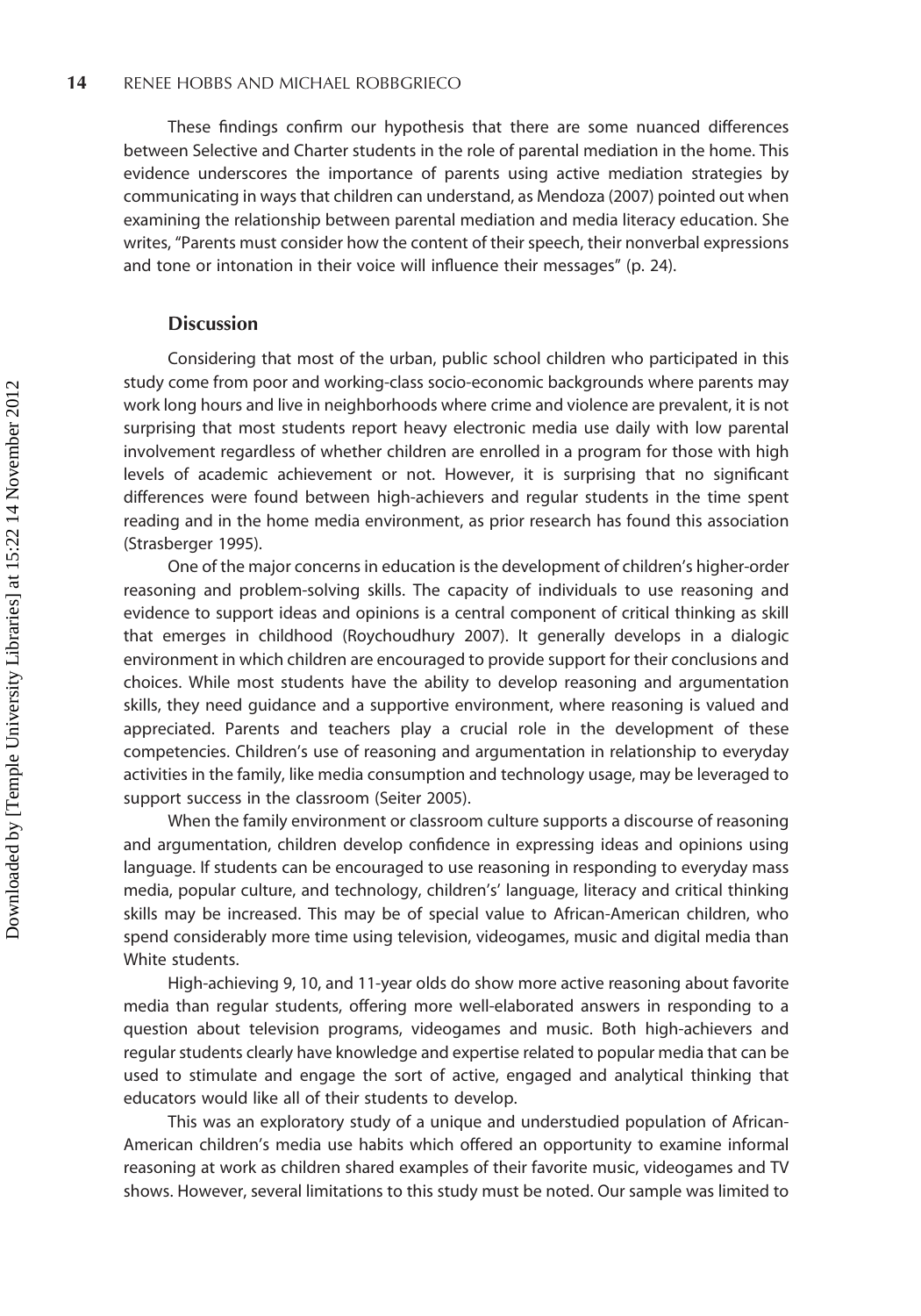These findings confirm our hypothesis that there are some nuanced differences between Selective and Charter students in the role of parental mediation in the home. This evidence underscores the importance of parents using active mediation strategies by communicating in ways that children can understand, as Mendoza (2007) pointed out when examining the relationship between parental mediation and media literacy education. She writes, "Parents must consider how the content of their speech, their nonverbal expressions and tone or intonation in their voice will influence their messages" (p. 24).

## Discussion

Considering that most of the urban, public school children who participated in this study come from poor and working-class socio-economic backgrounds where parents may work long hours and live in neighborhoods where crime and violence are prevalent, it is not surprising that most students report heavy electronic media use daily with low parental involvement regardless of whether children are enrolled in a program for those with high levels of academic achievement or not. However, it is surprising that no significant differences were found between high-achievers and regular students in the time spent reading and in the home media environment, as prior research has found this association (Strasberger 1995).

One of the major concerns in education is the development of children's higher-order reasoning and problem-solving skills. The capacity of individuals to use reasoning and evidence to support ideas and opinions is a central component of critical thinking as skill that emerges in childhood (Roychoudhury 2007). It generally develops in a dialogic environment in which children are encouraged to provide support for their conclusions and choices. While most students have the ability to develop reasoning and argumentation skills, they need guidance and a supportive environment, where reasoning is valued and appreciated. Parents and teachers play a crucial role in the development of these competencies. Children's use of reasoning and argumentation in relationship to everyday activities in the family, like media consumption and technology usage, may be leveraged to support success in the classroom (Seiter 2005).

When the family environment or classroom culture supports a discourse of reasoning and argumentation, children develop confidence in expressing ideas and opinions using language. If students can be encouraged to use reasoning in responding to everyday mass media, popular culture, and technology, children's' language, literacy and critical thinking skills may be increased. This may be of special value to African-American children, who spend considerably more time using television, videogames, music and digital media than White students.

High-achieving 9, 10, and 11-year olds do show more active reasoning about favorite media than regular students, offering more well-elaborated answers in responding to a question about television programs, videogames and music. Both high-achievers and regular students clearly have knowledge and expertise related to popular media that can be used to stimulate and engage the sort of active, engaged and analytical thinking that educators would like all of their students to develop.

This was an exploratory study of a unique and understudied population of African-American children's media use habits which offered an opportunity to examine informal reasoning at work as children shared examples of their favorite music, videogames and TV shows. However, several limitations to this study must be noted. Our sample was limited to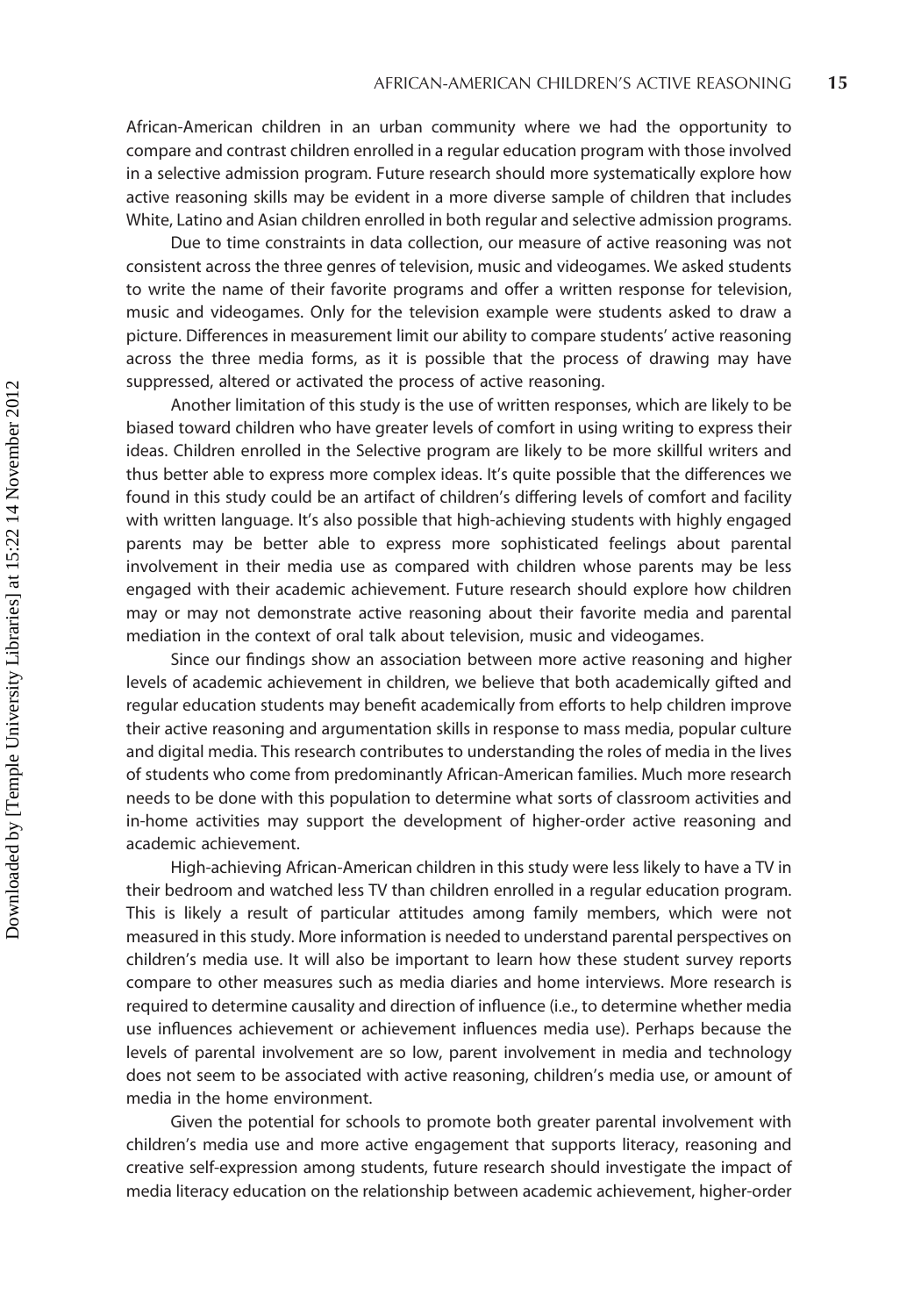African-American children in an urban community where we had the opportunity to compare and contrast children enrolled in a regular education program with those involved in a selective admission program. Future research should more systematically explore how active reasoning skills may be evident in a more diverse sample of children that includes White, Latino and Asian children enrolled in both regular and selective admission programs.

Due to time constraints in data collection, our measure of active reasoning was not consistent across the three genres of television, music and videogames. We asked students to write the name of their favorite programs and offer a written response for television, music and videogames. Only for the television example were students asked to draw a picture. Differences in measurement limit our ability to compare students' active reasoning across the three media forms, as it is possible that the process of drawing may have suppressed, altered or activated the process of active reasoning.

Another limitation of this study is the use of written responses, which are likely to be biased toward children who have greater levels of comfort in using writing to express their ideas. Children enrolled in the Selective program are likely to be more skillful writers and thus better able to express more complex ideas. It's quite possible that the differences we found in this study could be an artifact of children's differing levels of comfort and facility with written language. It's also possible that high-achieving students with highly engaged parents may be better able to express more sophisticated feelings about parental involvement in their media use as compared with children whose parents may be less engaged with their academic achievement. Future research should explore how children may or may not demonstrate active reasoning about their favorite media and parental mediation in the context of oral talk about television, music and videogames.

Since our findings show an association between more active reasoning and higher levels of academic achievement in children, we believe that both academically gifted and regular education students may benefit academically from efforts to help children improve their active reasoning and argumentation skills in response to mass media, popular culture and digital media. This research contributes to understanding the roles of media in the lives of students who come from predominantly African-American families. Much more research needs to be done with this population to determine what sorts of classroom activities and in-home activities may support the development of higher-order active reasoning and academic achievement.

High-achieving African-American children in this study were less likely to have a TV in their bedroom and watched less TV than children enrolled in a regular education program. This is likely a result of particular attitudes among family members, which were not measured in this study. More information is needed to understand parental perspectives on children's media use. It will also be important to learn how these student survey reports compare to other measures such as media diaries and home interviews. More research is required to determine causality and direction of influence (i.e., to determine whether media use influences achievement or achievement influences media use). Perhaps because the levels of parental involvement are so low, parent involvement in media and technology does not seem to be associated with active reasoning, children's media use, or amount of media in the home environment.

Given the potential for schools to promote both greater parental involvement with children's media use and more active engagement that supports literacy, reasoning and creative self-expression among students, future research should investigate the impact of media literacy education on the relationship between academic achievement, higher-order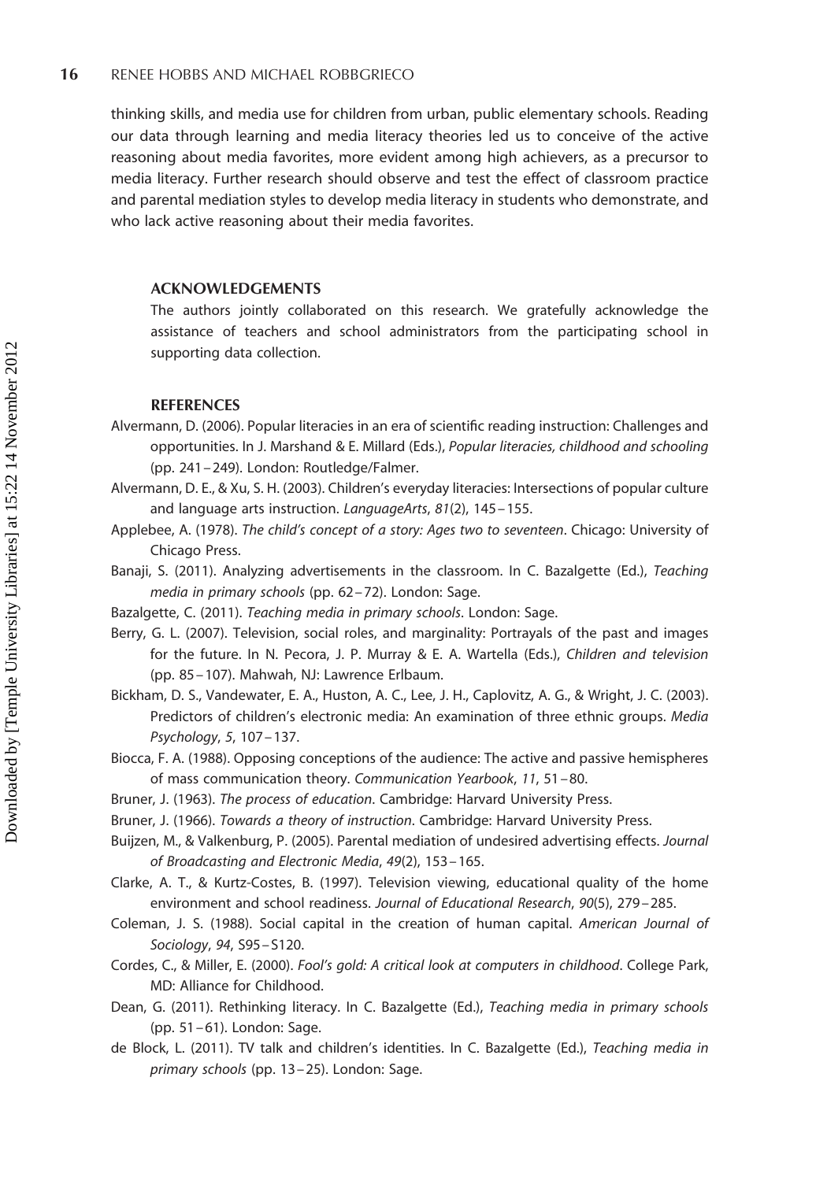thinking skills, and media use for children from urban, public elementary schools. Reading our data through learning and media literacy theories led us to conceive of the active reasoning about media favorites, more evident among high achievers, as a precursor to media literacy. Further research should observe and test the effect of classroom practice and parental mediation styles to develop media literacy in students who demonstrate, and who lack active reasoning about their media favorites.

## ACKNOWLEDGEMENTS

The authors jointly collaborated on this research. We gratefully acknowledge the assistance of teachers and school administrators from the participating school in supporting data collection.

## REFERENCES

Alvermann, D. (2006). Popular literacies in an era of scientific reading instruction: Challenges and opportunities. In J. Marshand & E. Millard (Eds.), *Popular literacies, childhood and schooling* (pp. 241–249). London: Routledge/Falmer.

Alvermann, D. E., & Xu, S. H. (2003). Children's everyday literacies: Intersections of popular culture and language arts instruction. *LanguageArts*, *81*(2), 145–155.

Applebee, A. (1978). *The child's concept of a story: Ages two to seventeen*. Chicago: University of Chicago Press.

Banaji, S. (2011). Analyzing advertisements in the classroom. In C. Bazalgette (Ed.), *Teaching media in primary schools* (pp. 62–72). London: Sage.

Bazalgette, C. (2011). *Teaching media in primary schools*. London: Sage.

Berry, G. L. (2007). Television, social roles, and marginality: Portrayals of the past and images for the future. In N. Pecora, J. P. Murray & E. A. Wartella (Eds.), *Children and television* (pp. 85–107). Mahwah, NJ: Lawrence Erlbaum.

Bickham, D. S., Vandewater, E. A., Huston, A. C., Lee, J. H., Caplovitz, A. G., & Wright, J. C. (2003). Predictors of children's electronic media: An examination of three ethnic groups. *Media Psychology*, *5*, 107–137.

Biocca, F. A. (1988). Opposing conceptions of the audience: The active and passive hemispheres of mass communication theory. *Communication Yearbook*, *11*, 51–80.

Bruner, J. (1963). *The process of education*. Cambridge: Harvard University Press.

Bruner, J. (1966). *Towards a theory of instruction*. Cambridge: Harvard University Press.

Buijzen, M., & Valkenburg, P. (2005). Parental mediation of undesired advertising effects. *Journal of Broadcasting and Electronic Media*, *49*(2), 153–165.

Clarke, A. T., & Kurtz-Costes, B. (1997). Television viewing, educational quality of the home environment and school readiness. *Journal of Educational Research*, *90*(5), 279–285.

Coleman, J. S. (1988). Social capital in the creation of human capital. *American Journal of Sociology*, *94*, S95–S120.

Cordes, C., & Miller, E. (2000). *Fool's gold: A critical look at computers in childhood*. College Park, MD: Alliance for Childhood.

Dean, G. (2011). Rethinking literacy. In C. Bazalgette (Ed.), *Teaching media in primary schools* (pp. 51–61). London: Sage.

de Block, L. (2011). TV talk and children's identities. In C. Bazalgette (Ed.), *Teaching media in primary schools* (pp. 13–25). London: Sage.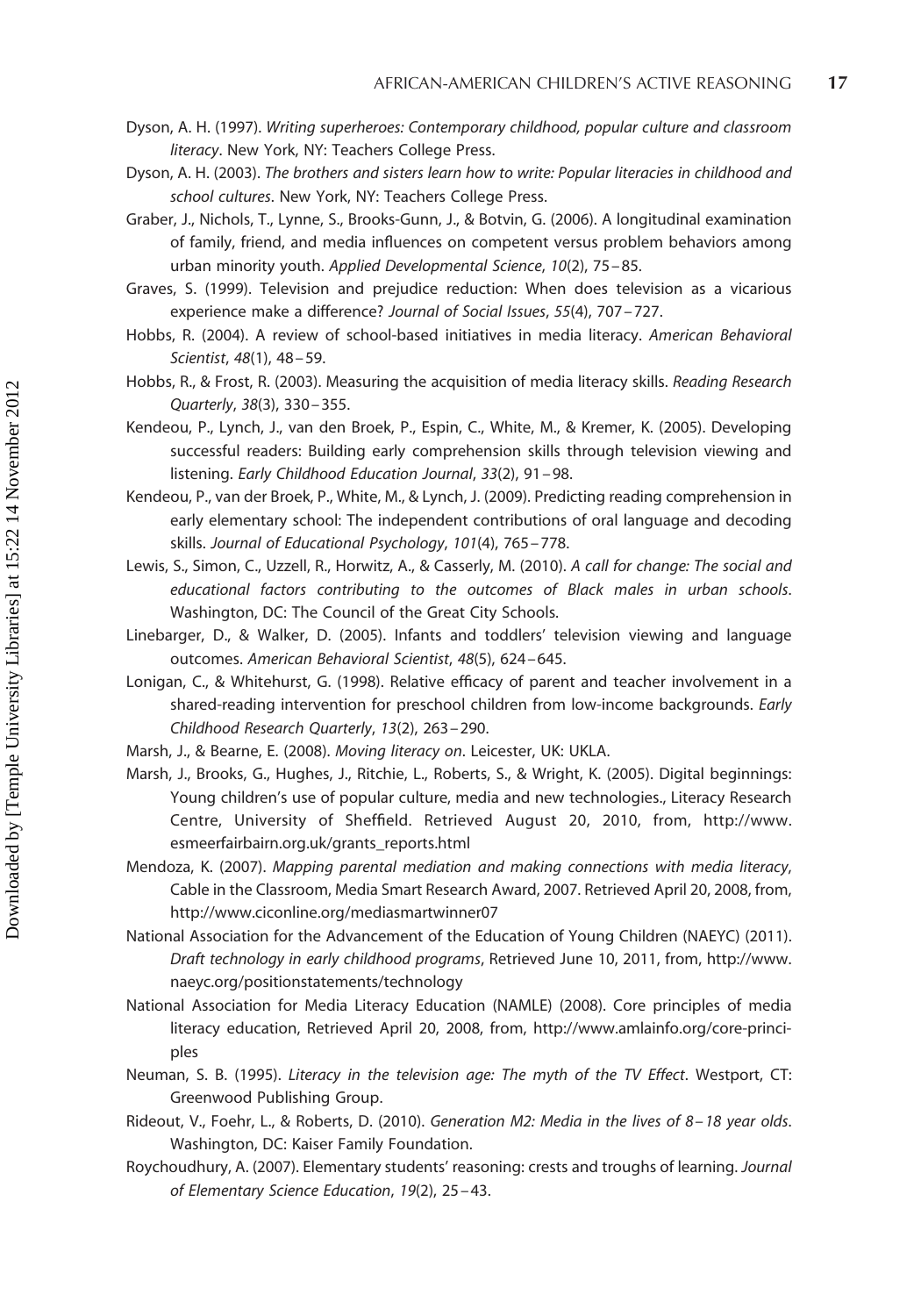Dyson, A. H. (1997). *Writing superheroes: Contemporary childhood, popular culture and classroom literacy*. New York, NY: Teachers College Press.

Dyson, A. H. (2003). *The brothers and sisters learn how to write: Popular literacies in childhood and school cultures*. New York, NY: Teachers College Press.

Graber, J., Nichols, T., Lynne, S., Brooks-Gunn, J., & Botvin, G. (2006). A longitudinal examination of family, friend, and media influences on competent versus problem behaviors among urban minority youth. *Applied Developmental Science*, *10*(2), 75 – 85.

Graves, S. (1999). Television and prejudice reduction: When does television as a vicarious experience make a difference? *Journal of Social Issues*, *55*(4), 707 – 727.

Hobbs, R. (2004). A review of school-based initiatives in media literacy. *American Behavioral Scientist*, *48*(1), 48 – 59.

Hobbs, R., & Frost, R. (2003). Measuring the acquisition of media literacy skills. *Reading Research Quarterly*, *38*(3), 330 – 355.

Kendeou, P., Lynch, J., van den Broek, P., Espin, C., White, M., & Kremer, K. (2005). Developing successful readers: Building early comprehension skills through television viewing and listening. *Early Childhood Education Journal*, *33*(2), 91 – 98.

Kendeou, P., van der Broek, P., White, M., & Lynch, J. (2009). Predicting reading comprehension in early elementary school: The independent contributions of oral language and decoding skills. *Journal of Educational Psychology*, *101*(4), 765 – 778.

Lewis, S., Simon, C., Uzzell, R., Horwitz, A., & Casserly, M. (2010). *A call for change: The social and educational factors contributing to the outcomes of Black males in urban schools*. Washington, DC: The Council of the Great City Schools.

Linebarger, D., & Walker, D. (2005). Infants and toddlers' television viewing and language outcomes. *American Behavioral Scientist*, *48*(5), 624 – 645.

Lonigan, C., & Whitehurst, G. (1998). Relative efficacy of parent and teacher involvement in a shared-reading intervention for preschool children from low-income backgrounds. *Early Childhood Research Quarterly*, *13*(2), 263 – 290.

Marsh, J., & Bearne, E. (2008). *Moving literacy on*. Leicester, UK: UKLA.

Marsh, J., Brooks, G., Hughes, J., Ritchie, L., Roberts, S., & Wright, K. (2005). Digital beginnings: Young children's use of popular culture, media and new technologies., Literacy Research Centre, University of Sheffield. Retrieved August 20, 2010, from, http://www.esmeerfairbairn.org.uk/grants_reports.html

Mendoza, K. (2007). *Mapping parental mediation and making connections with media literacy*, Cable in the Classroom, Media Smart Research Award, 2007. Retrieved April 20, 2008, from, http://www.ciconline.org/mediasmartwinner07

National Association for the Advancement of the Education of Young Children (NAEYC) (2011). *Draft technology in early childhood programs*, Retrieved June 10, 2011, from, http://www.naeyc.org/positionstatements/technology

National Association for Media Literacy Education (NAMLE) (2008). Core principles of media literacy education, Retrieved April 20, 2008, from, http://www.amlainfo.org/core-principles

Neuman, S. B. (1995). *Literacy in the television age: The myth of the TV Effect*. Westport, CT: Greenwood Publishing Group.

Rideout, V., Foehr, L., & Roberts, D. (2010). *Generation M2: Media in the lives of 8 – 18 year olds*. Washington, DC: Kaiser Family Foundation.

Roychoudhury, A. (2007). Elementary students' reasoning: crests and troughs of learning. *Journal of Elementary Science Education*, *19*(2), 25 – 43.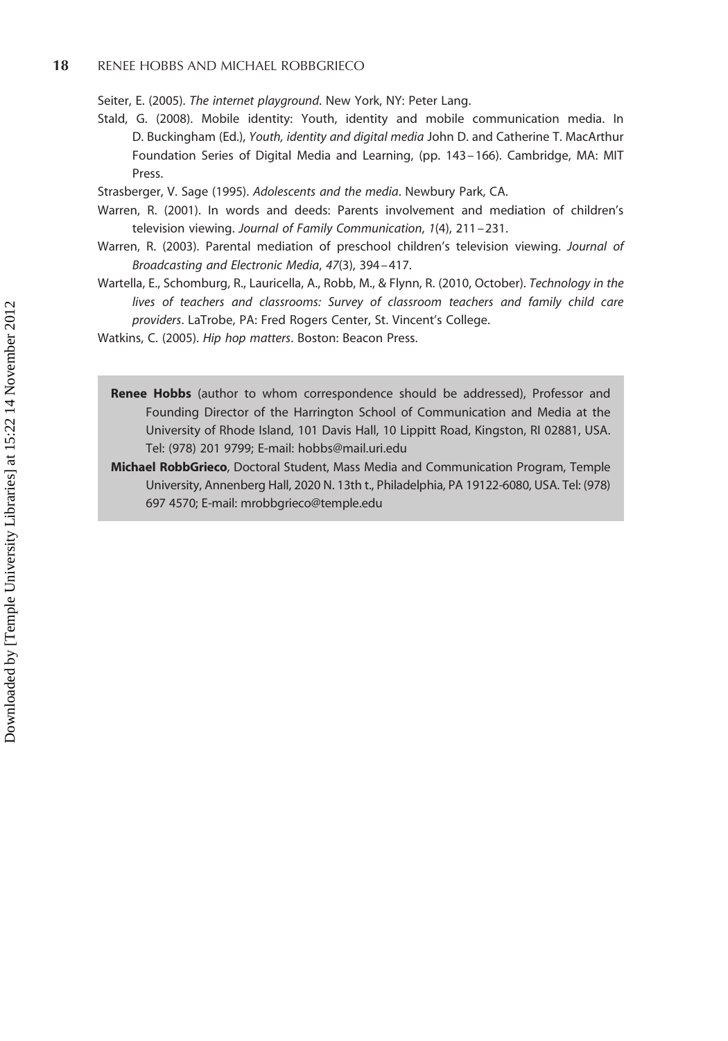Seiter, E. (2005). *The internet playground*. New York, NY: Peter Lang.

Stald, G. (2008). Mobile identity: Youth, identity and mobile communication media. In D. Buckingham (Ed.), *Youth, identity and digital media* John D. and Catherine T. MacArthur Foundation Series of Digital Media and Learning, (pp. 143 – 166). Cambridge, MA: MIT Press.

Strasberger, V. Sage (1995). *Adolescents and the media*. Newbury Park, CA.

Warren, R. (2001). In words and deeds: Parents involvement and mediation of children's television viewing. *Journal of Family Communication*, *1*(4), 211 – 231.

Warren, R. (2003). Parental mediation of preschool children's television viewing. *Journal of Broadcasting and Electronic Media*, *47*(3), 394 – 417.

Wartella, E., Schomburg, R., Lauricella, A., Robb, M., & Flynn, R. (2010, October). *Technology in the lives of teachers and classrooms: Survey of classroom teachers and family child care providers*. LaTrobe, PA: Fred Rogers Center, St. Vincent's College.

Watkins, C. (2005). *Hip hop matters*. Boston: Beacon Press.

**Renee Hobbs** (author to whom correspondence should be addressed), Professor and Founding Director of the Harrington School of Communication and Media at the University of Rhode Island, 101 Davis Hall, 10 Lippitt Road, Kingston, RI 02881, USA. Tel: (978) 201 9799; E-mail: hobbs@mail.uri.edu

**Michael RobbGrieco**, Doctoral Student, Mass Media and Communication Program, Temple University, Annenberg Hall, 2020 N. 13th t., Philadelphia, PA 19122-6080, USA. Tel: (978) 697 4570; E-mail: mrobbgrieco@temple.edu